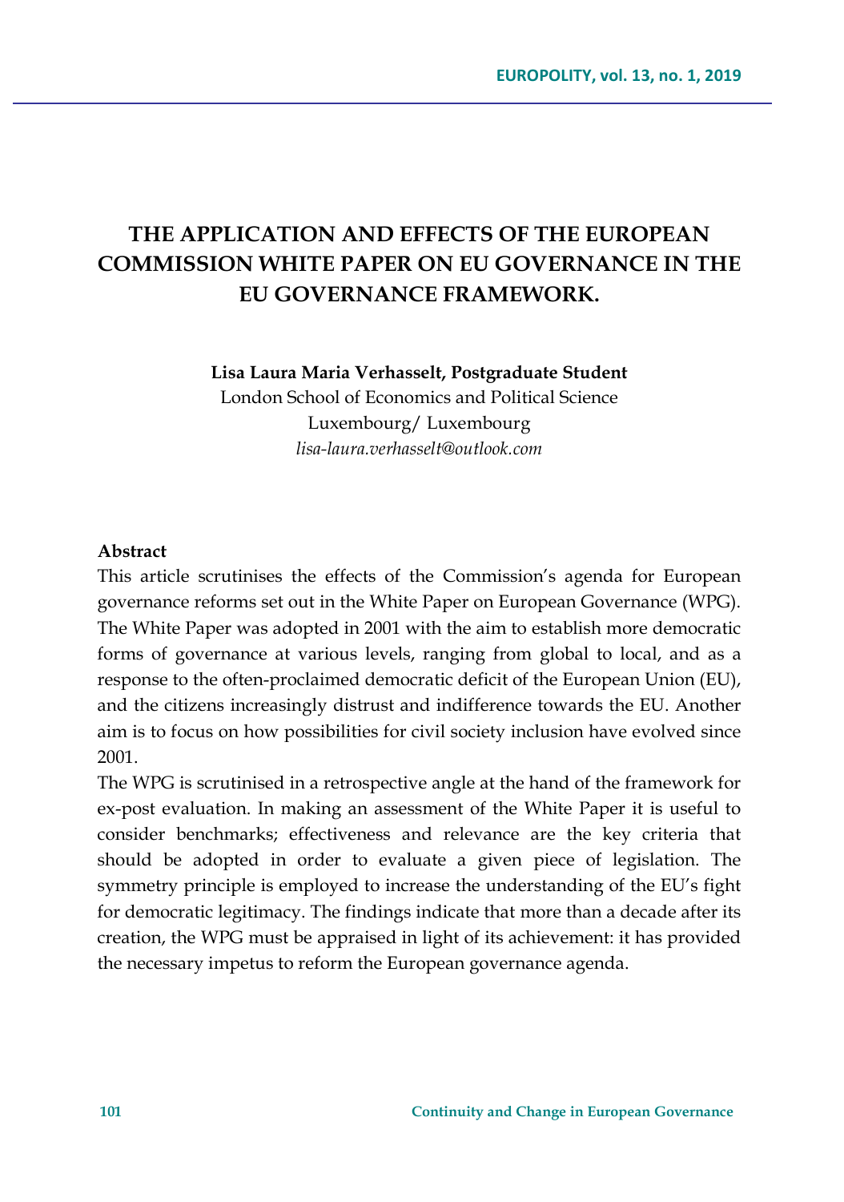# THE APPLICATION AND EFFECTS OF THE EUROPEAN COMMISSION WHITE PAPER ON EU GOVERNANCE IN THE EU GOVERNANCE FRAMEWORK.

**Lisa Laura Maria Verhasselt, Postgraduate Student**
London School of Economics and Political Science
Luxembourg/ Luxembourg
*lisa-laura.verhasselt@outlook.com*

**Abstract**

This article scrutinises the effects of the Commission's agenda for European governance reforms set out in the White Paper on European Governance (WPG). The White Paper was adopted in 2001 with the aim to establish more democratic forms of governance at various levels, ranging from global to local, and as a response to the often-proclaimed democratic deficit of the European Union (EU), and the citizens increasingly distrust and indifference towards the EU. Another aim is to focus on how possibilities for civil society inclusion have evolved since 2001.

The WPG is scrutinised in a retrospective angle at the hand of the framework for ex-post evaluation. In making an assessment of the White Paper it is useful to consider benchmarks; effectiveness and relevance are the key criteria that should be adopted in order to evaluate a given piece of legislation. The symmetry principle is employed to increase the understanding of the EU's fight for democratic legitimacy. The findings indicate that more than a decade after its creation, the WPG must be appraised in light of its achievement: it has provided the necessary impetus to reform the European governance agenda.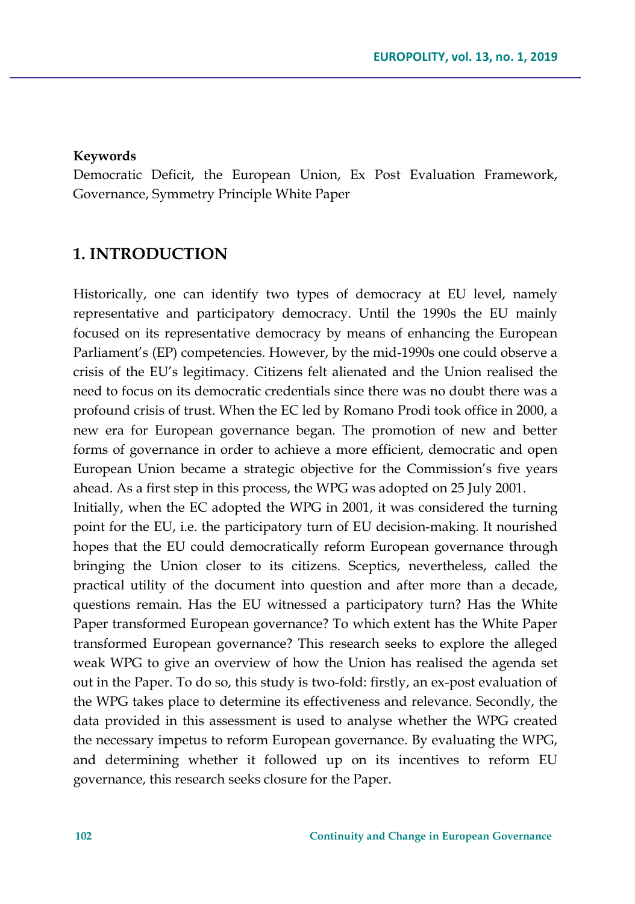**Keywords**

Democratic Deficit, the European Union, Ex Post Evaluation Framework, Governance, Symmetry Principle White Paper

## 1. INTRODUCTION

Historically, one can identify two types of democracy at EU level, namely representative and participatory democracy. Until the 1990s the EU mainly focused on its representative democracy by means of enhancing the European Parliament's (EP) competencies. However, by the mid-1990s one could observe a crisis of the EU's legitimacy. Citizens felt alienated and the Union realised the need to focus on its democratic credentials since there was no doubt there was a profound crisis of trust. When the EC led by Romano Prodi took office in 2000, a new era for European governance began. The promotion of new and better forms of governance in order to achieve a more efficient, democratic and open European Union became a strategic objective for the Commission's five years ahead. As a first step in this process, the WPG was adopted on 25 July 2001.

Initially, when the EC adopted the WPG in 2001, it was considered the turning point for the EU, i.e. the participatory turn of EU decision-making. It nourished hopes that the EU could democratically reform European governance through bringing the Union closer to its citizens. Sceptics, nevertheless, called the practical utility of the document into question and after more than a decade, questions remain. Has the EU witnessed a participatory turn? Has the White Paper transformed European governance? To which extent has the White Paper transformed European governance? This research seeks to explore the alleged weak WPG to give an overview of how the Union has realised the agenda set out in the Paper. To do so, this study is two-fold: firstly, an ex-post evaluation of the WPG takes place to determine its effectiveness and relevance. Secondly, the data provided in this assessment is used to analyse whether the WPG created the necessary impetus to reform European governance. By evaluating the WPG, and determining whether it followed up on its incentives to reform EU governance, this research seeks closure for the Paper.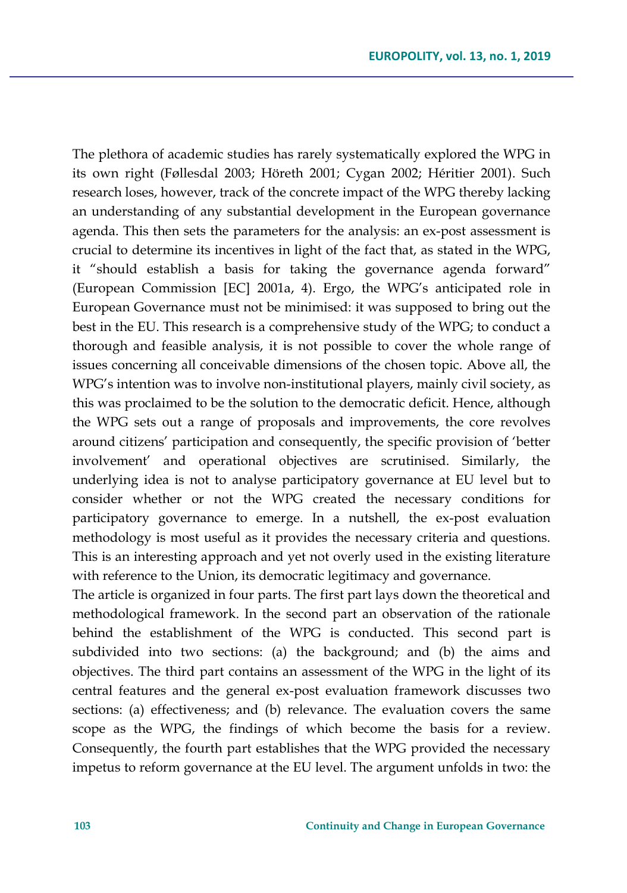The plethora of academic studies has rarely systematically explored the WPG in its own right (Føllesdal 2003; Höreth 2001; Cygan 2002; Héritier 2001). Such research loses, however, track of the concrete impact of the WPG thereby lacking an understanding of any substantial development in the European governance agenda. This then sets the parameters for the analysis: an ex-post assessment is crucial to determine its incentives in light of the fact that, as stated in the WPG, it "should establish a basis for taking the governance agenda forward" (European Commission [EC] 2001a, 4). Ergo, the WPG's anticipated role in European Governance must not be minimised: it was supposed to bring out the best in the EU. This research is a comprehensive study of the WPG; to conduct a thorough and feasible analysis, it is not possible to cover the whole range of issues concerning all conceivable dimensions of the chosen topic. Above all, the WPG's intention was to involve non-institutional players, mainly civil society, as this was proclaimed to be the solution to the democratic deficit. Hence, although the WPG sets out a range of proposals and improvements, the core revolves around citizens' participation and consequently, the specific provision of 'better involvement' and operational objectives are scrutinised. Similarly, the underlying idea is not to analyse participatory governance at EU level but to consider whether or not the WPG created the necessary conditions for participatory governance to emerge. In a nutshell, the ex-post evaluation methodology is most useful as it provides the necessary criteria and questions. This is an interesting approach and yet not overly used in the existing literature with reference to the Union, its democratic legitimacy and governance.

The article is organized in four parts. The first part lays down the theoretical and methodological framework. In the second part an observation of the rationale behind the establishment of the WPG is conducted. This second part is subdivided into two sections: (a) the background; and (b) the aims and objectives. The third part contains an assessment of the WPG in the light of its central features and the general ex-post evaluation framework discusses two sections: (a) effectiveness; and (b) relevance. The evaluation covers the same scope as the WPG, the findings of which become the basis for a review. Consequently, the fourth part establishes that the WPG provided the necessary impetus to reform governance at the EU level. The argument unfolds in two: the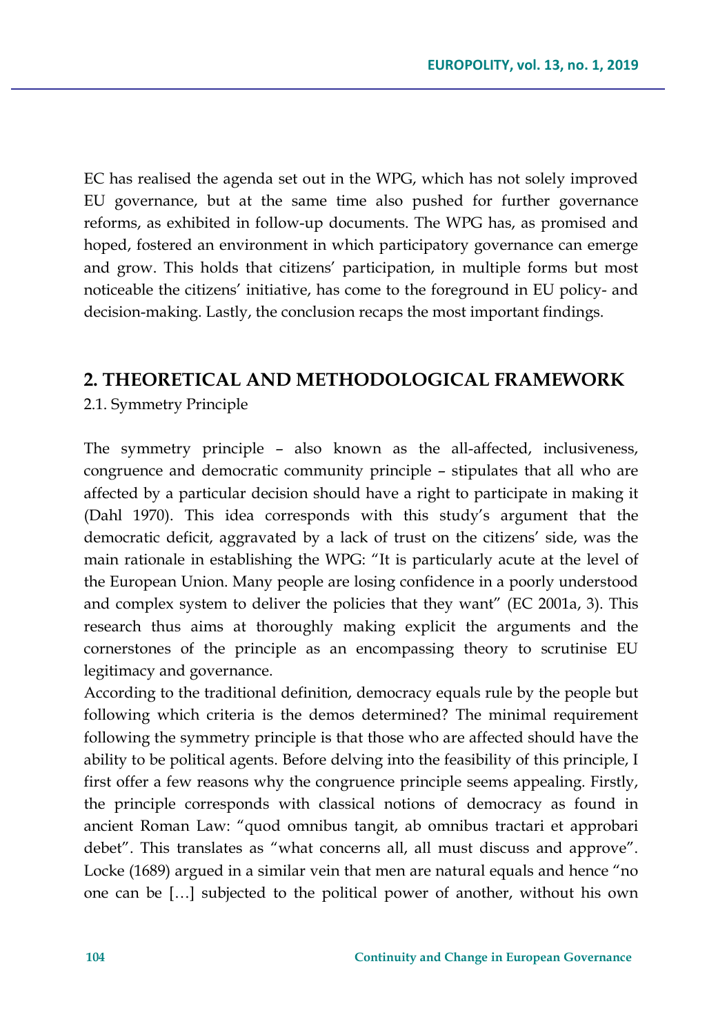EC has realised the agenda set out in the WPG, which has not solely improved EU governance, but at the same time also pushed for further governance reforms, as exhibited in follow-up documents. The WPG has, as promised and hoped, fostered an environment in which participatory governance can emerge and grow. This holds that citizens' participation, in multiple forms but most noticeable the citizens' initiative, has come to the foreground in EU policy- and decision-making. Lastly, the conclusion recaps the most important findings.

## 2. THEORETICAL AND METHODOLOGICAL FRAMEWORK

### 2.1. Symmetry Principle

The symmetry principle – also known as the all-affected, inclusiveness, congruence and democratic community principle – stipulates that all who are affected by a particular decision should have a right to participate in making it (Dahl 1970). This idea corresponds with this study's argument that the democratic deficit, aggravated by a lack of trust on the citizens' side, was the main rationale in establishing the WPG: "It is particularly acute at the level of the European Union. Many people are losing confidence in a poorly understood and complex system to deliver the policies that they want" (EC 2001a, 3). This research thus aims at thoroughly making explicit the arguments and the cornerstones of the principle as an encompassing theory to scrutinise EU legitimacy and governance.

According to the traditional definition, democracy equals rule by the people but following which criteria is the demos determined? The minimal requirement following the symmetry principle is that those who are affected should have the ability to be political agents. Before delving into the feasibility of this principle, I first offer a few reasons why the congruence principle seems appealing. Firstly, the principle corresponds with classical notions of democracy as found in ancient Roman Law: "quod omnibus tangit, ab omnibus tractari et approbari debet". This translates as "what concerns all, all must discuss and approve". Locke (1689) argued in a similar vein that men are natural equals and hence "no one can be […] subjected to the political power of another, without his own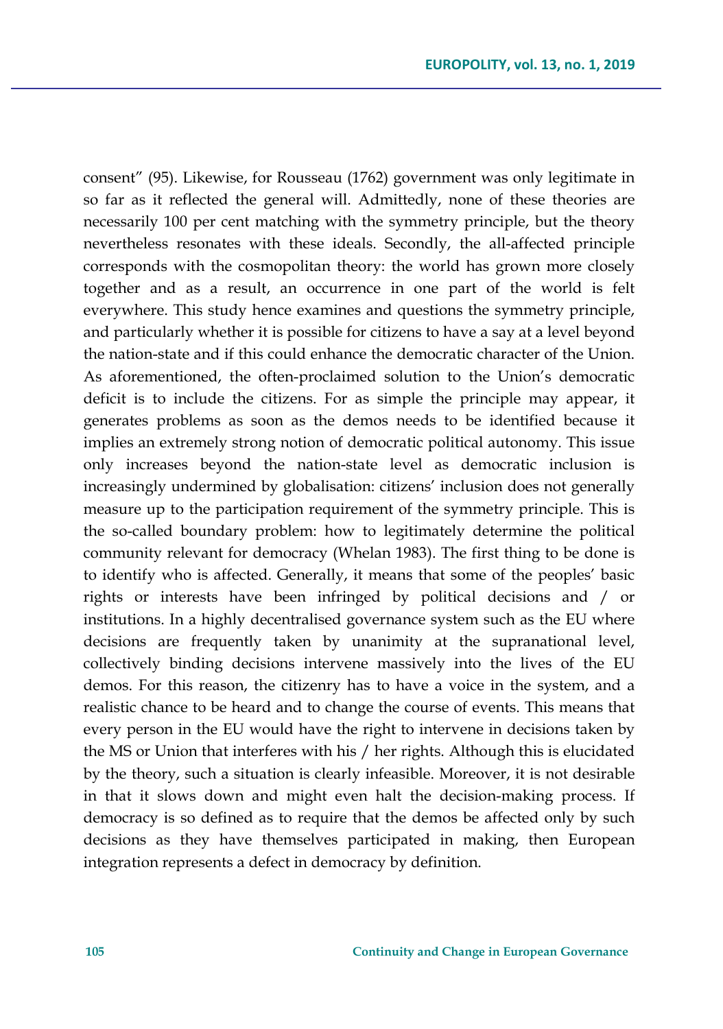consent" (95). Likewise, for Rousseau (1762) government was only legitimate in so far as it reflected the general will. Admittedly, none of these theories are necessarily 100 per cent matching with the symmetry principle, but the theory nevertheless resonates with these ideals. Secondly, the all-affected principle corresponds with the cosmopolitan theory: the world has grown more closely together and as a result, an occurrence in one part of the world is felt everywhere. This study hence examines and questions the symmetry principle, and particularly whether it is possible for citizens to have a say at a level beyond the nation-state and if this could enhance the democratic character of the Union. As aforementioned, the often-proclaimed solution to the Union's democratic deficit is to include the citizens. For as simple the principle may appear, it generates problems as soon as the demos needs to be identified because it implies an extremely strong notion of democratic political autonomy. This issue only increases beyond the nation-state level as democratic inclusion is increasingly undermined by globalisation: citizens' inclusion does not generally measure up to the participation requirement of the symmetry principle. This is the so-called boundary problem: how to legitimately determine the political community relevant for democracy (Whelan 1983). The first thing to be done is to identify who is affected. Generally, it means that some of the peoples' basic rights or interests have been infringed by political decisions and / or institutions. In a highly decentralised governance system such as the EU where decisions are frequently taken by unanimity at the supranational level, collectively binding decisions intervene massively into the lives of the EU demos. For this reason, the citizenry has to have a voice in the system, and a realistic chance to be heard and to change the course of events. This means that every person in the EU would have the right to intervene in decisions taken by the MS or Union that interferes with his / her rights. Although this is elucidated by the theory, such a situation is clearly infeasible. Moreover, it is not desirable in that it slows down and might even halt the decision-making process. If democracy is so defined as to require that the demos be affected only by such decisions as they have themselves participated in making, then European integration represents a defect in democracy by definition.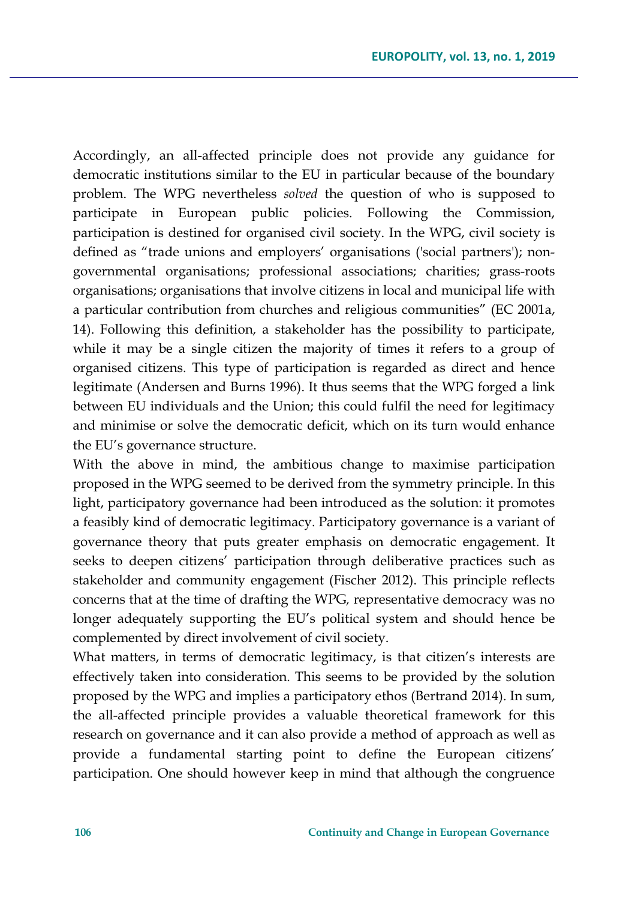Accordingly, an all-affected principle does not provide any guidance for democratic institutions similar to the EU in particular because of the boundary problem. The WPG nevertheless *solved* the question of who is supposed to participate in European public policies. Following the Commission, participation is destined for organised civil society. In the WPG, civil society is defined as "trade unions and employers' organisations ('social partners'); non-governmental organisations; professional associations; charities; grass-roots organisations; organisations that involve citizens in local and municipal life with a particular contribution from churches and religious communities" (EC 2001a, 14). Following this definition, a stakeholder has the possibility to participate, while it may be a single citizen the majority of times it refers to a group of organised citizens. This type of participation is regarded as direct and hence legitimate (Andersen and Burns 1996). It thus seems that the WPG forged a link between EU individuals and the Union; this could fulfil the need for legitimacy and minimise or solve the democratic deficit, which on its turn would enhance the EU's governance structure.

With the above in mind, the ambitious change to maximise participation proposed in the WPG seemed to be derived from the symmetry principle. In this light, participatory governance had been introduced as the solution: it promotes a feasibly kind of democratic legitimacy. Participatory governance is a variant of governance theory that puts greater emphasis on democratic engagement. It seeks to deepen citizens' participation through deliberative practices such as stakeholder and community engagement (Fischer 2012). This principle reflects concerns that at the time of drafting the WPG, representative democracy was no longer adequately supporting the EU's political system and should hence be complemented by direct involvement of civil society.

What matters, in terms of democratic legitimacy, is that citizen's interests are effectively taken into consideration. This seems to be provided by the solution proposed by the WPG and implies a participatory ethos (Bertrand 2014). In sum, the all-affected principle provides a valuable theoretical framework for this research on governance and it can also provide a method of approach as well as provide a fundamental starting point to define the European citizens' participation. One should however keep in mind that although the congruence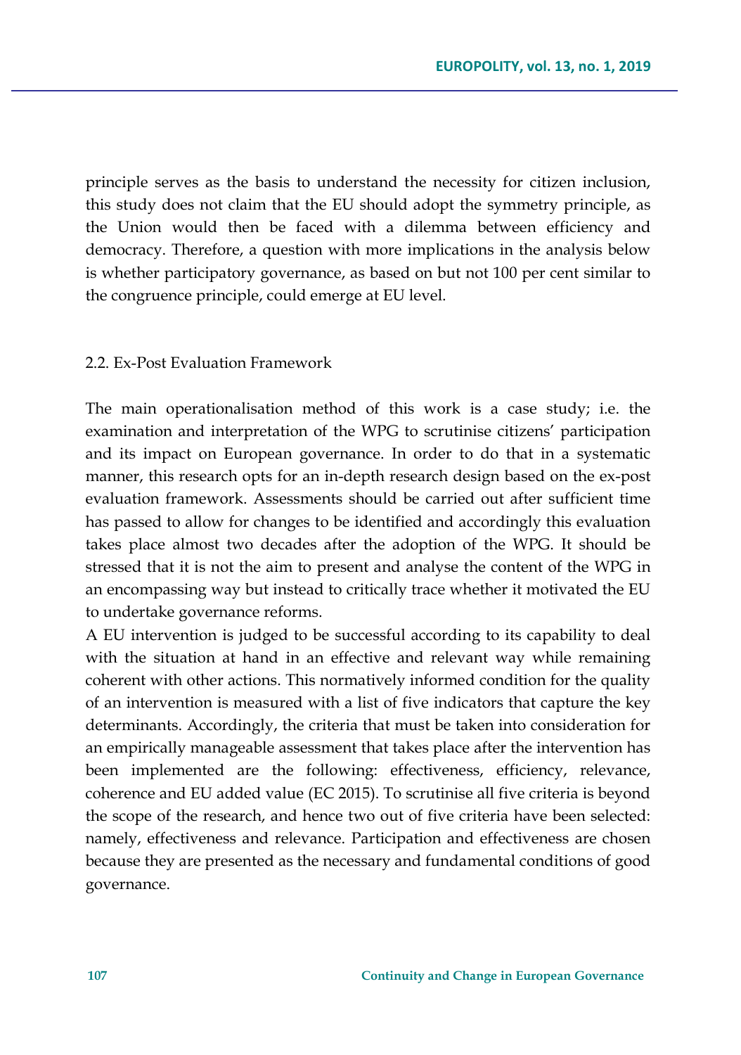principle serves as the basis to understand the necessity for citizen inclusion, this study does not claim that the EU should adopt the symmetry principle, as the Union would then be faced with a dilemma between efficiency and democracy. Therefore, a question with more implications in the analysis below is whether participatory governance, as based on but not 100 per cent similar to the congruence principle, could emerge at EU level.

### 2.2. Ex-Post Evaluation Framework

The main operationalisation method of this work is a case study; i.e. the examination and interpretation of the WPG to scrutinise citizens' participation and its impact on European governance. In order to do that in a systematic manner, this research opts for an in-depth research design based on the ex-post evaluation framework. Assessments should be carried out after sufficient time has passed to allow for changes to be identified and accordingly this evaluation takes place almost two decades after the adoption of the WPG. It should be stressed that it is not the aim to present and analyse the content of the WPG in an encompassing way but instead to critically trace whether it motivated the EU to undertake governance reforms.

A EU intervention is judged to be successful according to its capability to deal with the situation at hand in an effective and relevant way while remaining coherent with other actions. This normatively informed condition for the quality of an intervention is measured with a list of five indicators that capture the key determinants. Accordingly, the criteria that must be taken into consideration for an empirically manageable assessment that takes place after the intervention has been implemented are the following: effectiveness, efficiency, relevance, coherence and EU added value (EC 2015). To scrutinise all five criteria is beyond the scope of the research, and hence two out of five criteria have been selected: namely, effectiveness and relevance. Participation and effectiveness are chosen because they are presented as the necessary and fundamental conditions of good governance.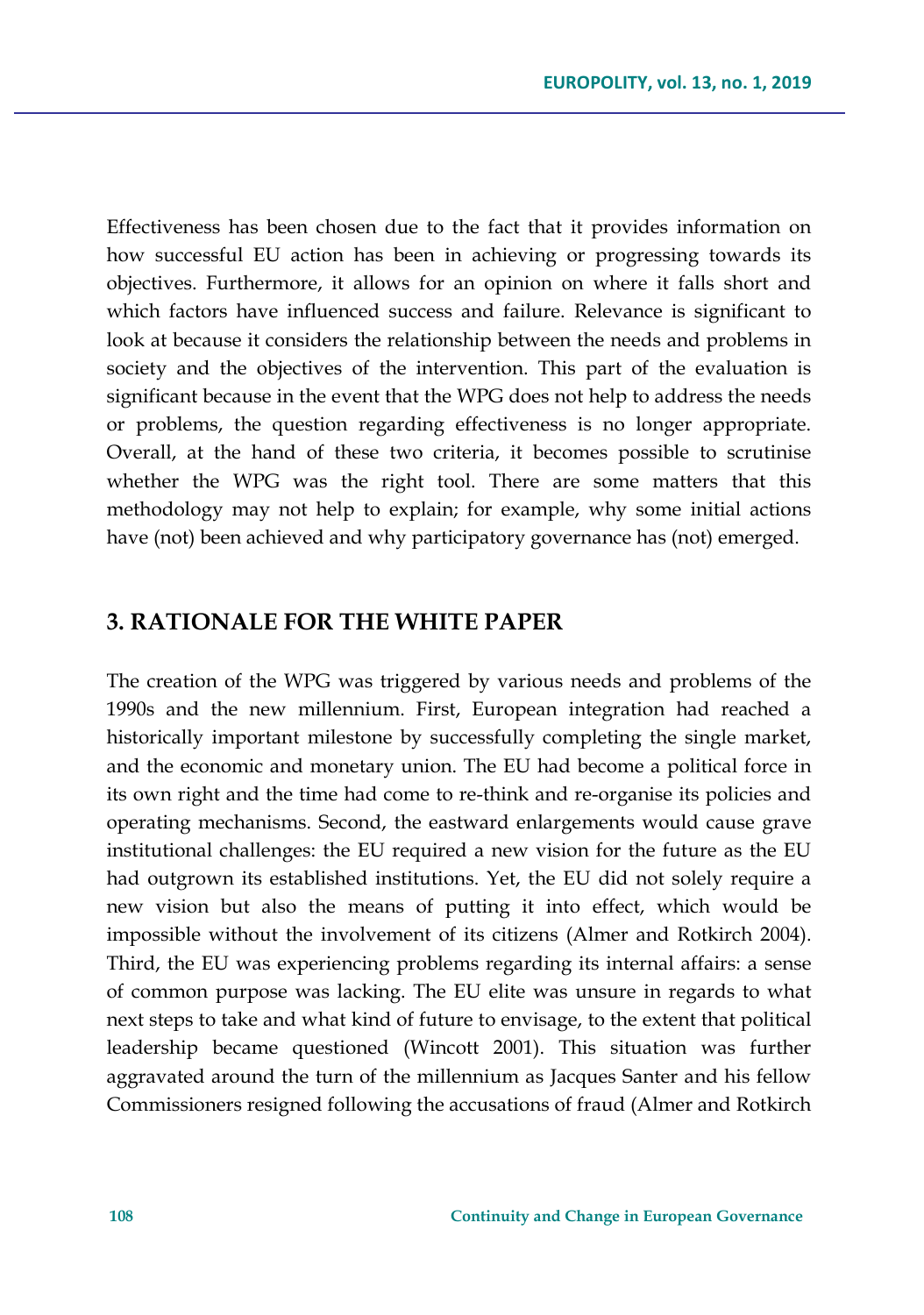Effectiveness has been chosen due to the fact that it provides information on how successful EU action has been in achieving or progressing towards its objectives. Furthermore, it allows for an opinion on where it falls short and which factors have influenced success and failure. Relevance is significant to look at because it considers the relationship between the needs and problems in society and the objectives of the intervention. This part of the evaluation is significant because in the event that the WPG does not help to address the needs or problems, the question regarding effectiveness is no longer appropriate. Overall, at the hand of these two criteria, it becomes possible to scrutinise whether the WPG was the right tool. There are some matters that this methodology may not help to explain; for example, why some initial actions have (not) been achieved and why participatory governance has (not) emerged.

## 3. RATIONALE FOR THE WHITE PAPER

The creation of the WPG was triggered by various needs and problems of the 1990s and the new millennium. First, European integration had reached a historically important milestone by successfully completing the single market, and the economic and monetary union. The EU had become a political force in its own right and the time had come to re-think and re-organise its policies and operating mechanisms. Second, the eastward enlargements would cause grave institutional challenges: the EU required a new vision for the future as the EU had outgrown its established institutions. Yet, the EU did not solely require a new vision but also the means of putting it into effect, which would be impossible without the involvement of its citizens (Almer and Rotkirch 2004). Third, the EU was experiencing problems regarding its internal affairs: a sense of common purpose was lacking. The EU elite was unsure in regards to what next steps to take and what kind of future to envisage, to the extent that political leadership became questioned (Wincott 2001). This situation was further aggravated around the turn of the millennium as Jacques Santer and his fellow Commissioners resigned following the accusations of fraud (Almer and Rotkirch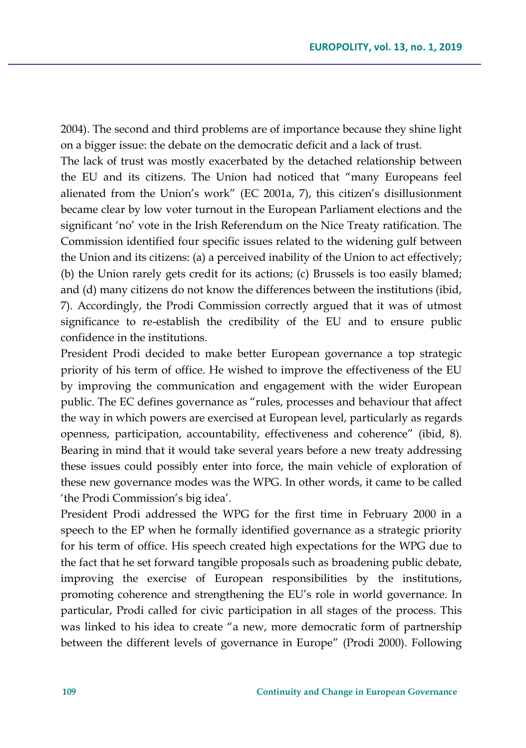2004). The second and third problems are of importance because they shine light on a bigger issue: the debate on the democratic deficit and a lack of trust.

The lack of trust was mostly exacerbated by the detached relationship between the EU and its citizens. The Union had noticed that "many Europeans feel alienated from the Union's work" (EC 2001a, 7), this citizen's disillusionment became clear by low voter turnout in the European Parliament elections and the significant 'no' vote in the Irish Referendum on the Nice Treaty ratification. The Commission identified four specific issues related to the widening gulf between the Union and its citizens: (a) a perceived inability of the Union to act effectively; (b) the Union rarely gets credit for its actions; (c) Brussels is too easily blamed; and (d) many citizens do not know the differences between the institutions (ibid, 7). Accordingly, the Prodi Commission correctly argued that it was of utmost significance to re-establish the credibility of the EU and to ensure public confidence in the institutions.

President Prodi decided to make better European governance a top strategic priority of his term of office. He wished to improve the effectiveness of the EU by improving the communication and engagement with the wider European public. The EC defines governance as "rules, processes and behaviour that affect the way in which powers are exercised at European level, particularly as regards openness, participation, accountability, effectiveness and coherence" (ibid, 8). Bearing in mind that it would take several years before a new treaty addressing these issues could possibly enter into force, the main vehicle of exploration of these new governance modes was the WPG. In other words, it came to be called 'the Prodi Commission's big idea'.

President Prodi addressed the WPG for the first time in February 2000 in a speech to the EP when he formally identified governance as a strategic priority for his term of office. His speech created high expectations for the WPG due to the fact that he set forward tangible proposals such as broadening public debate, improving the exercise of European responsibilities by the institutions, promoting coherence and strengthening the EU's role in world governance. In particular, Prodi called for civic participation in all stages of the process. This was linked to his idea to create "a new, more democratic form of partnership between the different levels of governance in Europe" (Prodi 2000). Following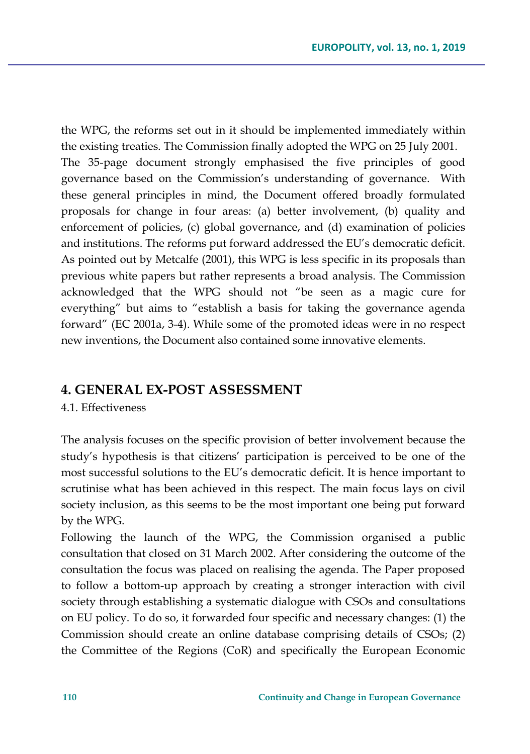the WPG, the reforms set out in it should be implemented immediately within the existing treaties. The Commission finally adopted the WPG on 25 July 2001. The 35-page document strongly emphasised the five principles of good governance based on the Commission's understanding of governance. With these general principles in mind, the Document offered broadly formulated proposals for change in four areas: (a) better involvement, (b) quality and enforcement of policies, (c) global governance, and (d) examination of policies and institutions. The reforms put forward addressed the EU's democratic deficit. As pointed out by Metcalfe (2001), this WPG is less specific in its proposals than previous white papers but rather represents a broad analysis. The Commission acknowledged that the WPG should not "be seen as a magic cure for everything" but aims to "establish a basis for taking the governance agenda forward" (EC 2001a, 3-4). While some of the promoted ideas were in no respect new inventions, the Document also contained some innovative elements.

## 4. GENERAL EX-POST ASSESSMENT

### 4.1. Effectiveness

The analysis focuses on the specific provision of better involvement because the study's hypothesis is that citizens' participation is perceived to be one of the most successful solutions to the EU's democratic deficit. It is hence important to scrutinise what has been achieved in this respect. The main focus lays on civil society inclusion, as this seems to be the most important one being put forward by the WPG.

Following the launch of the WPG, the Commission organised a public consultation that closed on 31 March 2002. After considering the outcome of the consultation the focus was placed on realising the agenda. The Paper proposed to follow a bottom-up approach by creating a stronger interaction with civil society through establishing a systematic dialogue with CSOs and consultations on EU policy. To do so, it forwarded four specific and necessary changes: (1) the Commission should create an online database comprising details of CSOs; (2) the Committee of the Regions (CoR) and specifically the European Economic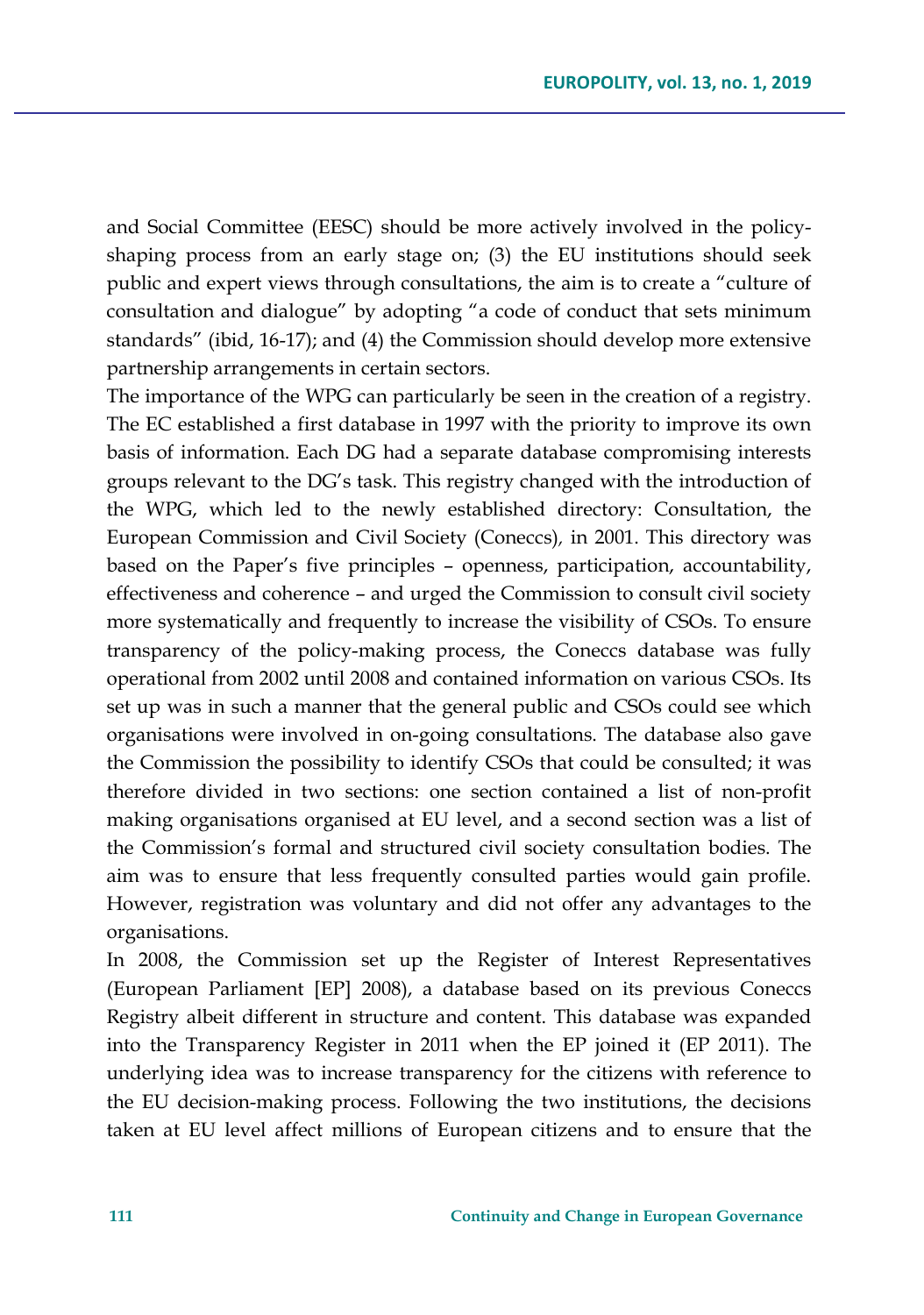and Social Committee (EESC) should be more actively involved in the policy-shaping process from an early stage on; (3) the EU institutions should seek public and expert views through consultations, the aim is to create a "culture of consultation and dialogue" by adopting "a code of conduct that sets minimum standards" (ibid, 16-17); and (4) the Commission should develop more extensive partnership arrangements in certain sectors.

The importance of the WPG can particularly be seen in the creation of a registry. The EC established a first database in 1997 with the priority to improve its own basis of information. Each DG had a separate database compromising interests groups relevant to the DG's task. This registry changed with the introduction of the WPG, which led to the newly established directory: Consultation, the European Commission and Civil Society (Coneccs), in 2001. This directory was based on the Paper's five principles – openness, participation, accountability, effectiveness and coherence – and urged the Commission to consult civil society more systematically and frequently to increase the visibility of CSOs. To ensure transparency of the policy-making process, the Coneccs database was fully operational from 2002 until 2008 and contained information on various CSOs. Its set up was in such a manner that the general public and CSOs could see which organisations were involved in on-going consultations. The database also gave the Commission the possibility to identify CSOs that could be consulted; it was therefore divided in two sections: one section contained a list of non-profit making organisations organised at EU level, and a second section was a list of the Commission's formal and structured civil society consultation bodies. The aim was to ensure that less frequently consulted parties would gain profile. However, registration was voluntary and did not offer any advantages to the organisations.

In 2008, the Commission set up the Register of Interest Representatives (European Parliament [EP] 2008), a database based on its previous Coneccs Registry albeit different in structure and content. This database was expanded into the Transparency Register in 2011 when the EP joined it (EP 2011). The underlying idea was to increase transparency for the citizens with reference to the EU decision-making process. Following the two institutions, the decisions taken at EU level affect millions of European citizens and to ensure that the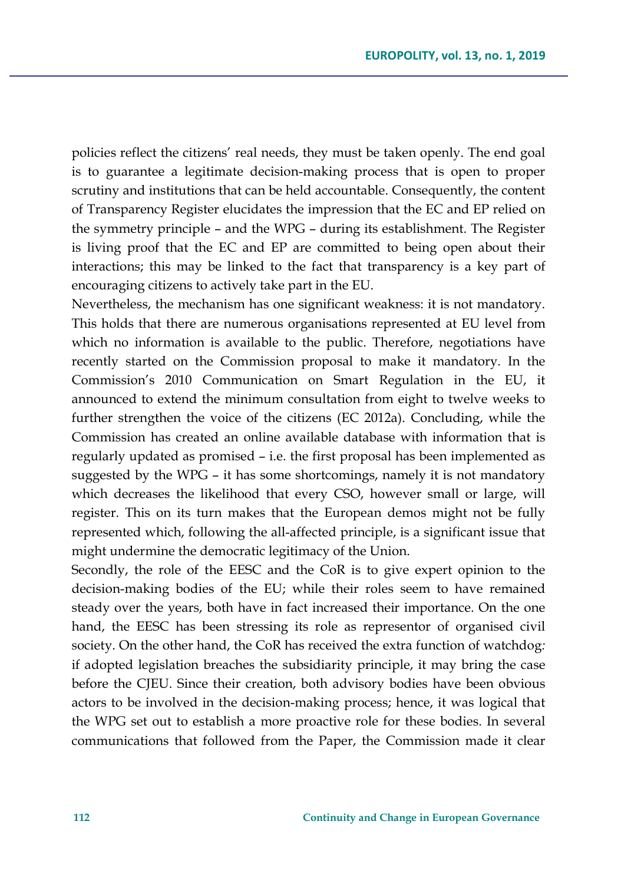policies reflect the citizens' real needs, they must be taken openly. The end goal is to guarantee a legitimate decision-making process that is open to proper scrutiny and institutions that can be held accountable. Consequently, the content of Transparency Register elucidates the impression that the EC and EP relied on the symmetry principle – and the WPG – during its establishment. The Register is living proof that the EC and EP are committed to being open about their interactions; this may be linked to the fact that transparency is a key part of encouraging citizens to actively take part in the EU.

Nevertheless, the mechanism has one significant weakness: it is not mandatory. This holds that there are numerous organisations represented at EU level from which no information is available to the public. Therefore, negotiations have recently started on the Commission proposal to make it mandatory. In the Commission's 2010 Communication on Smart Regulation in the EU, it announced to extend the minimum consultation from eight to twelve weeks to further strengthen the voice of the citizens (EC 2012a). Concluding, while the Commission has created an online available database with information that is regularly updated as promised – i.e. the first proposal has been implemented as suggested by the WPG – it has some shortcomings, namely it is not mandatory which decreases the likelihood that every CSO, however small or large, will register. This on its turn makes that the European demos might not be fully represented which, following the all-affected principle, is a significant issue that might undermine the democratic legitimacy of the Union.

Secondly, the role of the EESC and the CoR is to give expert opinion to the decision-making bodies of the EU; while their roles seem to have remained steady over the years, both have in fact increased their importance. On the one hand, the EESC has been stressing its role as representor of organised civil society. On the other hand, the CoR has received the extra function of watchdog: if adopted legislation breaches the subsidiarity principle, it may bring the case before the CJEU. Since their creation, both advisory bodies have been obvious actors to be involved in the decision-making process; hence, it was logical that the WPG set out to establish a more proactive role for these bodies. In several communications that followed from the Paper, the Commission made it clear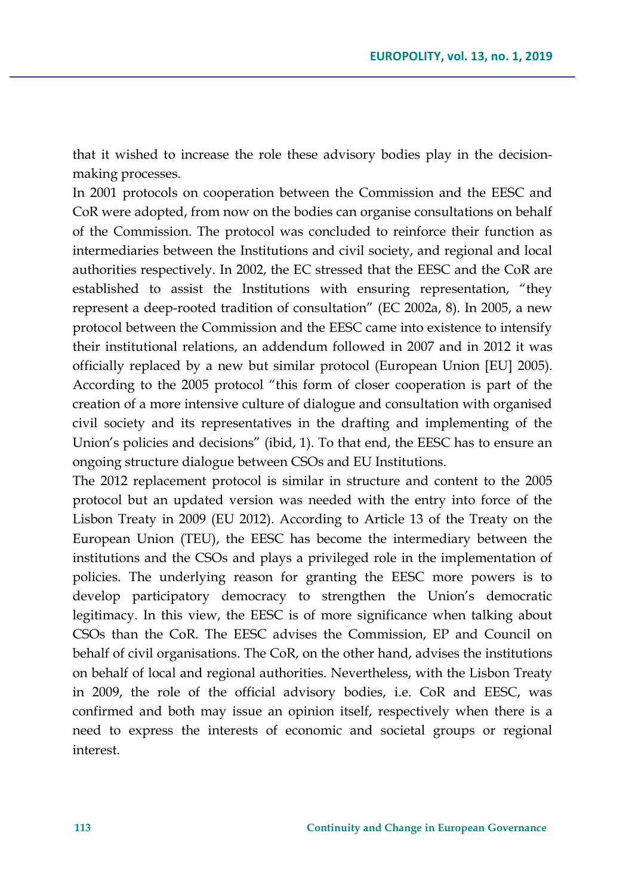that it wished to increase the role these advisory bodies play in the decision-making processes.

In 2001 protocols on cooperation between the Commission and the EESC and CoR were adopted, from now on the bodies can organise consultations on behalf of the Commission. The protocol was concluded to reinforce their function as intermediaries between the Institutions and civil society, and regional and local authorities respectively. In 2002, the EC stressed that the EESC and the CoR are established to assist the Institutions with ensuring representation, "they represent a deep-rooted tradition of consultation" (EC 2002a, 8). In 2005, a new protocol between the Commission and the EESC came into existence to intensify their institutional relations, an addendum followed in 2007 and in 2012 it was officially replaced by a new but similar protocol (European Union [EU] 2005). According to the 2005 protocol "this form of closer cooperation is part of the creation of a more intensive culture of dialogue and consultation with organised civil society and its representatives in the drafting and implementing of the Union's policies and decisions" (ibid, 1). To that end, the EESC has to ensure an ongoing structure dialogue between CSOs and EU Institutions.

The 2012 replacement protocol is similar in structure and content to the 2005 protocol but an updated version was needed with the entry into force of the Lisbon Treaty in 2009 (EU 2012). According to Article 13 of the Treaty on the European Union (TEU), the EESC has become the intermediary between the institutions and the CSOs and plays a privileged role in the implementation of policies. The underlying reason for granting the EESC more powers is to develop participatory democracy to strengthen the Union's democratic legitimacy. In this view, the EESC is of more significance when talking about CSOs than the CoR. The EESC advises the Commission, EP and Council on behalf of civil organisations. The CoR, on the other hand, advises the institutions on behalf of local and regional authorities. Nevertheless, with the Lisbon Treaty in 2009, the role of the official advisory bodies, i.e. CoR and EESC, was confirmed and both may issue an opinion itself, respectively when there is a need to express the interests of economic and societal groups or regional interest.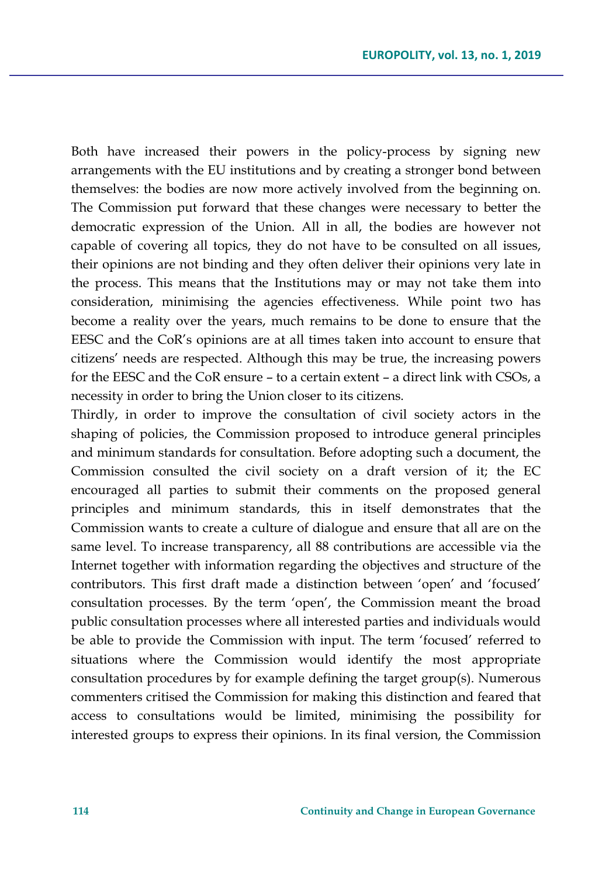Both have increased their powers in the policy-process by signing new arrangements with the EU institutions and by creating a stronger bond between themselves: the bodies are now more actively involved from the beginning on. The Commission put forward that these changes were necessary to better the democratic expression of the Union. All in all, the bodies are however not capable of covering all topics, they do not have to be consulted on all issues, their opinions are not binding and they often deliver their opinions very late in the process. This means that the Institutions may or may not take them into consideration, minimising the agencies effectiveness. While point two has become a reality over the years, much remains to be done to ensure that the EESC and the CoR's opinions are at all times taken into account to ensure that citizens' needs are respected. Although this may be true, the increasing powers for the EESC and the CoR ensure – to a certain extent – a direct link with CSOs, a necessity in order to bring the Union closer to its citizens.

Thirdly, in order to improve the consultation of civil society actors in the shaping of policies, the Commission proposed to introduce general principles and minimum standards for consultation. Before adopting such a document, the Commission consulted the civil society on a draft version of it; the EC encouraged all parties to submit their comments on the proposed general principles and minimum standards, this in itself demonstrates that the Commission wants to create a culture of dialogue and ensure that all are on the same level. To increase transparency, all 88 contributions are accessible via the Internet together with information regarding the objectives and structure of the contributors. This first draft made a distinction between 'open' and 'focused' consultation processes. By the term 'open', the Commission meant the broad public consultation processes where all interested parties and individuals would be able to provide the Commission with input. The term 'focused' referred to situations where the Commission would identify the most appropriate consultation procedures by for example defining the target group(s). Numerous commenters critised the Commission for making this distinction and feared that access to consultations would be limited, minimising the possibility for interested groups to express their opinions. In its final version, the Commission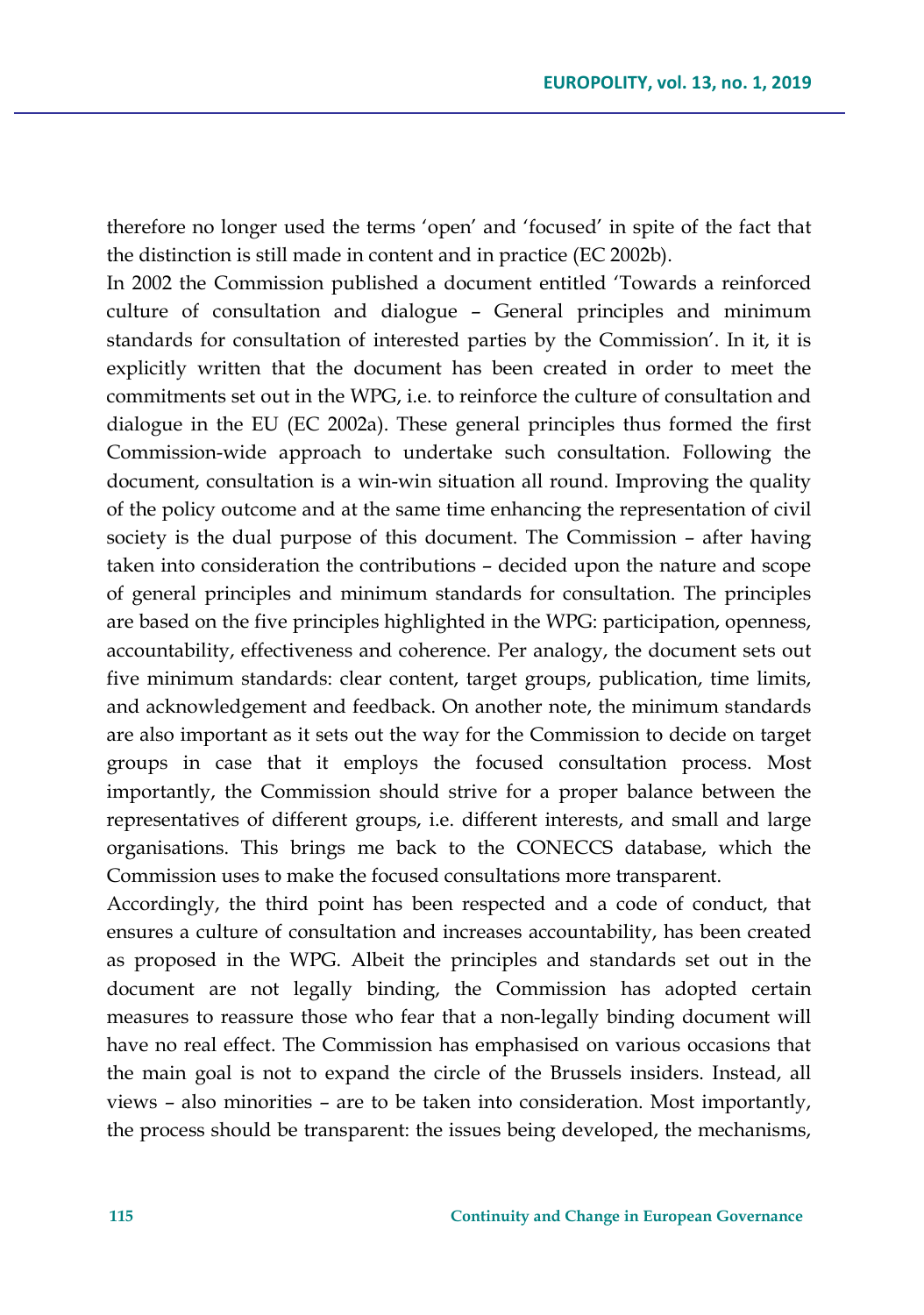therefore no longer used the terms 'open' and 'focused' in spite of the fact that the distinction is still made in content and in practice (EC 2002b).

In 2002 the Commission published a document entitled 'Towards a reinforced culture of consultation and dialogue – General principles and minimum standards for consultation of interested parties by the Commission'. In it, it is explicitly written that the document has been created in order to meet the commitments set out in the WPG, i.e. to reinforce the culture of consultation and dialogue in the EU (EC 2002a). These general principles thus formed the first Commission-wide approach to undertake such consultation. Following the document, consultation is a win-win situation all round. Improving the quality of the policy outcome and at the same time enhancing the representation of civil society is the dual purpose of this document. The Commission – after having taken into consideration the contributions – decided upon the nature and scope of general principles and minimum standards for consultation. The principles are based on the five principles highlighted in the WPG: participation, openness, accountability, effectiveness and coherence. Per analogy, the document sets out five minimum standards: clear content, target groups, publication, time limits, and acknowledgement and feedback. On another note, the minimum standards are also important as it sets out the way for the Commission to decide on target groups in case that it employs the focused consultation process. Most importantly, the Commission should strive for a proper balance between the representatives of different groups, i.e. different interests, and small and large organisations. This brings me back to the CONECCS database, which the Commission uses to make the focused consultations more transparent.

Accordingly, the third point has been respected and a code of conduct, that ensures a culture of consultation and increases accountability, has been created as proposed in the WPG. Albeit the principles and standards set out in the document are not legally binding, the Commission has adopted certain measures to reassure those who fear that a non-legally binding document will have no real effect. The Commission has emphasised on various occasions that the main goal is not to expand the circle of the Brussels insiders. Instead, all views – also minorities – are to be taken into consideration. Most importantly, the process should be transparent: the issues being developed, the mechanisms,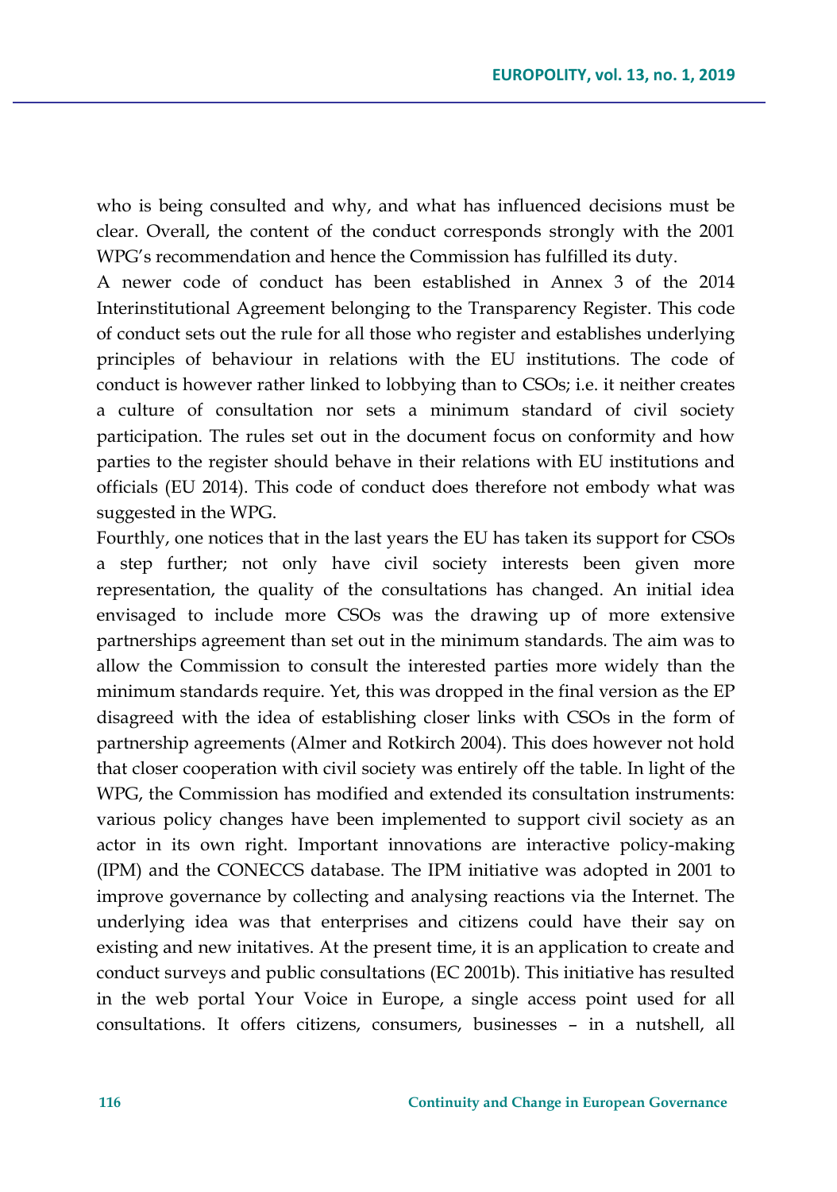who is being consulted and why, and what has influenced decisions must be clear. Overall, the content of the conduct corresponds strongly with the 2001 WPG's recommendation and hence the Commission has fulfilled its duty.

A newer code of conduct has been established in Annex 3 of the 2014 Interinstitutional Agreement belonging to the Transparency Register. This code of conduct sets out the rule for all those who register and establishes underlying principles of behaviour in relations with the EU institutions. The code of conduct is however rather linked to lobbying than to CSOs; i.e. it neither creates a culture of consultation nor sets a minimum standard of civil society participation. The rules set out in the document focus on conformity and how parties to the register should behave in their relations with EU institutions and officials (EU 2014). This code of conduct does therefore not embody what was suggested in the WPG.

Fourthly, one notices that in the last years the EU has taken its support for CSOs a step further; not only have civil society interests been given more representation, the quality of the consultations has changed. An initial idea envisaged to include more CSOs was the drawing up of more extensive partnerships agreement than set out in the minimum standards. The aim was to allow the Commission to consult the interested parties more widely than the minimum standards require. Yet, this was dropped in the final version as the EP disagreed with the idea of establishing closer links with CSOs in the form of partnership agreements (Almer and Rotkirch 2004). This does however not hold that closer cooperation with civil society was entirely off the table. In light of the WPG, the Commission has modified and extended its consultation instruments: various policy changes have been implemented to support civil society as an actor in its own right. Important innovations are interactive policy-making (IPM) and the CONECCS database. The IPM initiative was adopted in 2001 to improve governance by collecting and analysing reactions via the Internet. The underlying idea was that enterprises and citizens could have their say on existing and new initatives. At the present time, it is an application to create and conduct surveys and public consultations (EC 2001b). This initiative has resulted in the web portal Your Voice in Europe, a single access point used for all consultations. It offers citizens, consumers, businesses – in a nutshell, all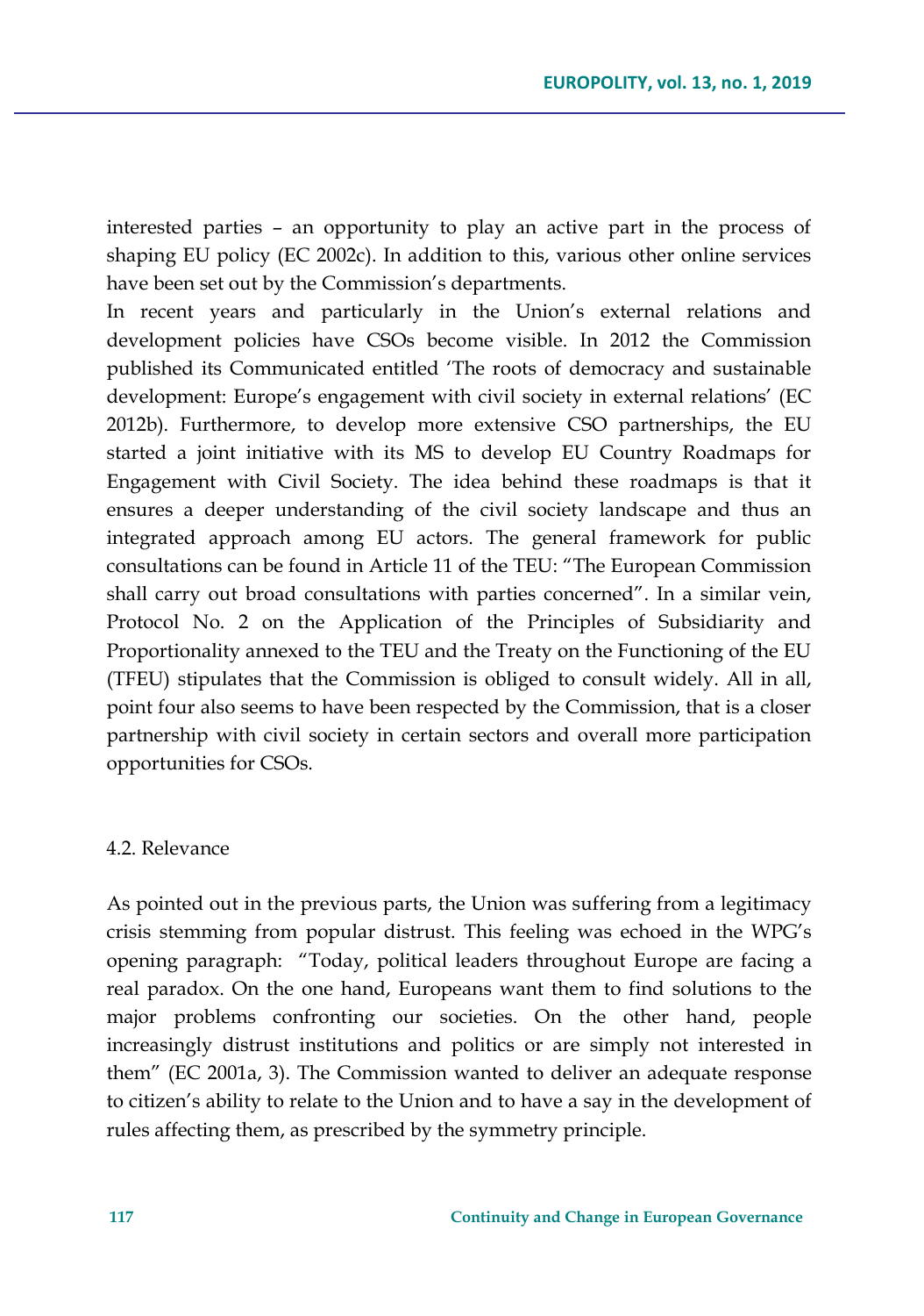interested parties – an opportunity to play an active part in the process of shaping EU policy (EC 2002c). In addition to this, various other online services have been set out by the Commission's departments.

In recent years and particularly in the Union's external relations and development policies have CSOs become visible. In 2012 the Commission published its Communicated entitled 'The roots of democracy and sustainable development: Europe's engagement with civil society in external relations' (EC 2012b). Furthermore, to develop more extensive CSO partnerships, the EU started a joint initiative with its MS to develop EU Country Roadmaps for Engagement with Civil Society. The idea behind these roadmaps is that it ensures a deeper understanding of the civil society landscape and thus an integrated approach among EU actors. The general framework for public consultations can be found in Article 11 of the TEU: "The European Commission shall carry out broad consultations with parties concerned". In a similar vein, Protocol No. 2 on the Application of the Principles of Subsidiarity and Proportionality annexed to the TEU and the Treaty on the Functioning of the EU (TFEU) stipulates that the Commission is obliged to consult widely. All in all, point four also seems to have been respected by the Commission, that is a closer partnership with civil society in certain sectors and overall more participation opportunities for CSOs.

### 4.2. Relevance

As pointed out in the previous parts, the Union was suffering from a legitimacy crisis stemming from popular distrust. This feeling was echoed in the WPG's opening paragraph: "Today, political leaders throughout Europe are facing a real paradox. On the one hand, Europeans want them to find solutions to the major problems confronting our societies. On the other hand, people increasingly distrust institutions and politics or are simply not interested in them" (EC 2001a, 3). The Commission wanted to deliver an adequate response to citizen's ability to relate to the Union and to have a say in the development of rules affecting them, as prescribed by the symmetry principle.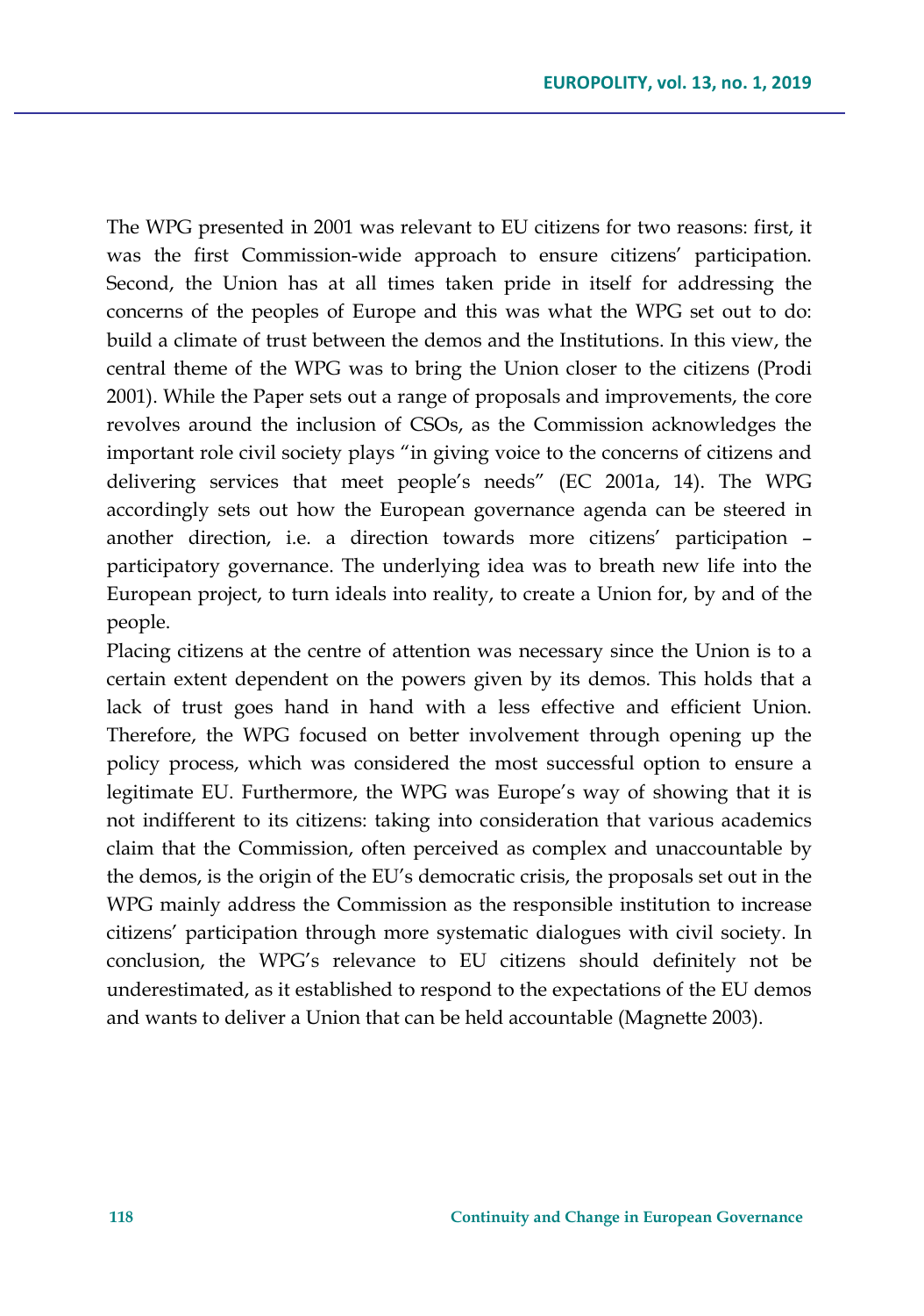The WPG presented in 2001 was relevant to EU citizens for two reasons: first, it was the first Commission-wide approach to ensure citizens' participation. Second, the Union has at all times taken pride in itself for addressing the concerns of the peoples of Europe and this was what the WPG set out to do: build a climate of trust between the demos and the Institutions. In this view, the central theme of the WPG was to bring the Union closer to the citizens (Prodi 2001). While the Paper sets out a range of proposals and improvements, the core revolves around the inclusion of CSOs, as the Commission acknowledges the important role civil society plays "in giving voice to the concerns of citizens and delivering services that meet people's needs" (EC 2001a, 14). The WPG accordingly sets out how the European governance agenda can be steered in another direction, i.e. a direction towards more citizens' participation – participatory governance. The underlying idea was to breath new life into the European project, to turn ideals into reality, to create a Union for, by and of the people.

Placing citizens at the centre of attention was necessary since the Union is to a certain extent dependent on the powers given by its demos. This holds that a lack of trust goes hand in hand with a less effective and efficient Union. Therefore, the WPG focused on better involvement through opening up the policy process, which was considered the most successful option to ensure a legitimate EU. Furthermore, the WPG was Europe's way of showing that it is not indifferent to its citizens: taking into consideration that various academics claim that the Commission, often perceived as complex and unaccountable by the demos, is the origin of the EU's democratic crisis, the proposals set out in the WPG mainly address the Commission as the responsible institution to increase citizens' participation through more systematic dialogues with civil society. In conclusion, the WPG's relevance to EU citizens should definitely not be underestimated, as it established to respond to the expectations of the EU demos and wants to deliver a Union that can be held accountable (Magnette 2003).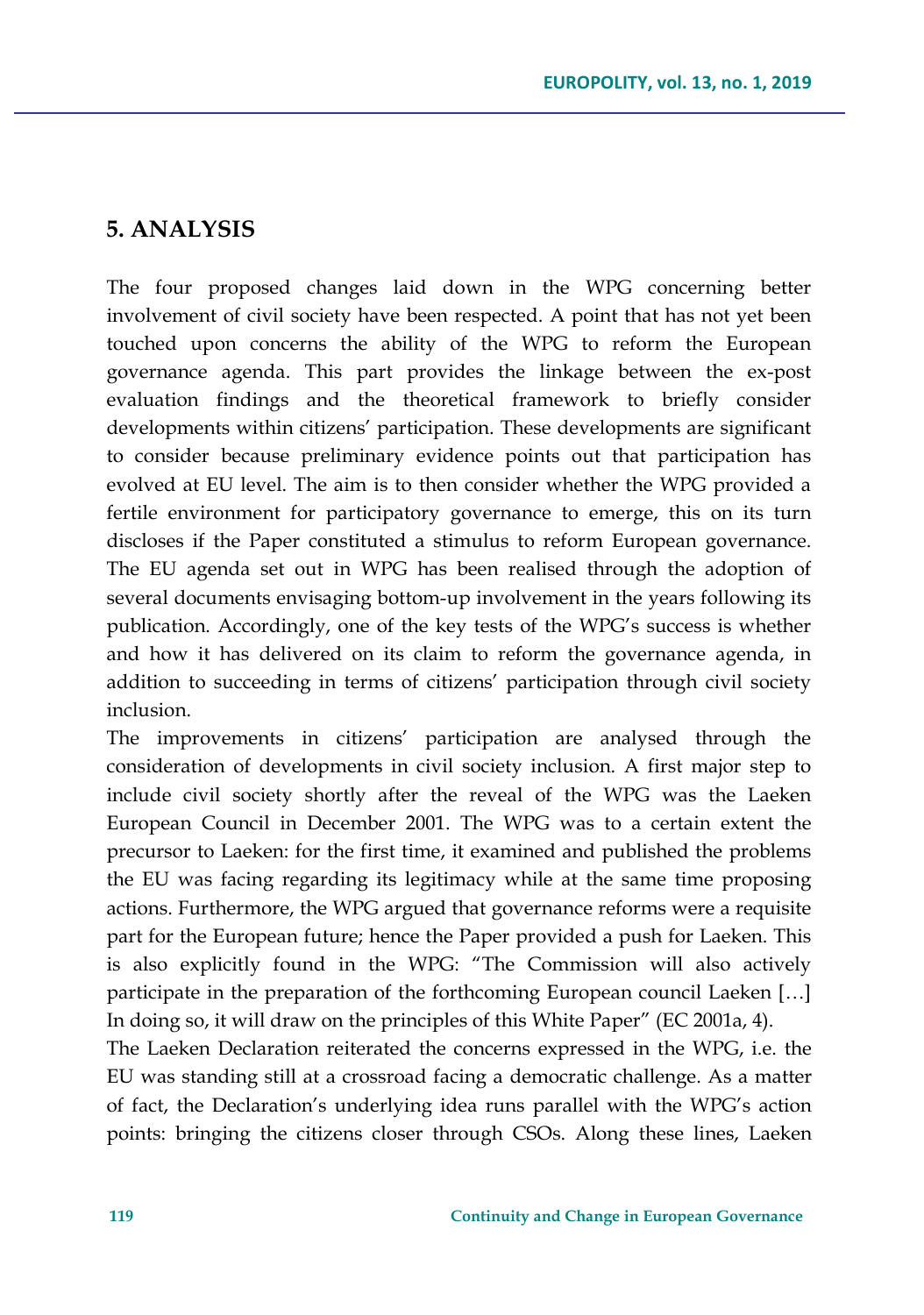## 5. ANALYSIS

The four proposed changes laid down in the WPG concerning better involvement of civil society have been respected. A point that has not yet been touched upon concerns the ability of the WPG to reform the European governance agenda. This part provides the linkage between the ex-post evaluation findings and the theoretical framework to briefly consider developments within citizens' participation. These developments are significant to consider because preliminary evidence points out that participation has evolved at EU level. The aim is to then consider whether the WPG provided a fertile environment for participatory governance to emerge, this on its turn discloses if the Paper constituted a stimulus to reform European governance. The EU agenda set out in WPG has been realised through the adoption of several documents envisaging bottom-up involvement in the years following its publication. Accordingly, one of the key tests of the WPG's success is whether and how it has delivered on its claim to reform the governance agenda, in addition to succeeding in terms of citizens' participation through civil society inclusion.

The improvements in citizens' participation are analysed through the consideration of developments in civil society inclusion. A first major step to include civil society shortly after the reveal of the WPG was the Laeken European Council in December 2001. The WPG was to a certain extent the precursor to Laeken: for the first time, it examined and published the problems the EU was facing regarding its legitimacy while at the same time proposing actions. Furthermore, the WPG argued that governance reforms were a requisite part for the European future; hence the Paper provided a push for Laeken. This is also explicitly found in the WPG: "The Commission will also actively participate in the preparation of the forthcoming European council Laeken […] In doing so, it will draw on the principles of this White Paper" (EC 2001a, 4).

The Laeken Declaration reiterated the concerns expressed in the WPG, i.e. the EU was standing still at a crossroad facing a democratic challenge. As a matter of fact, the Declaration's underlying idea runs parallel with the WPG's action points: bringing the citizens closer through CSOs. Along these lines, Laeken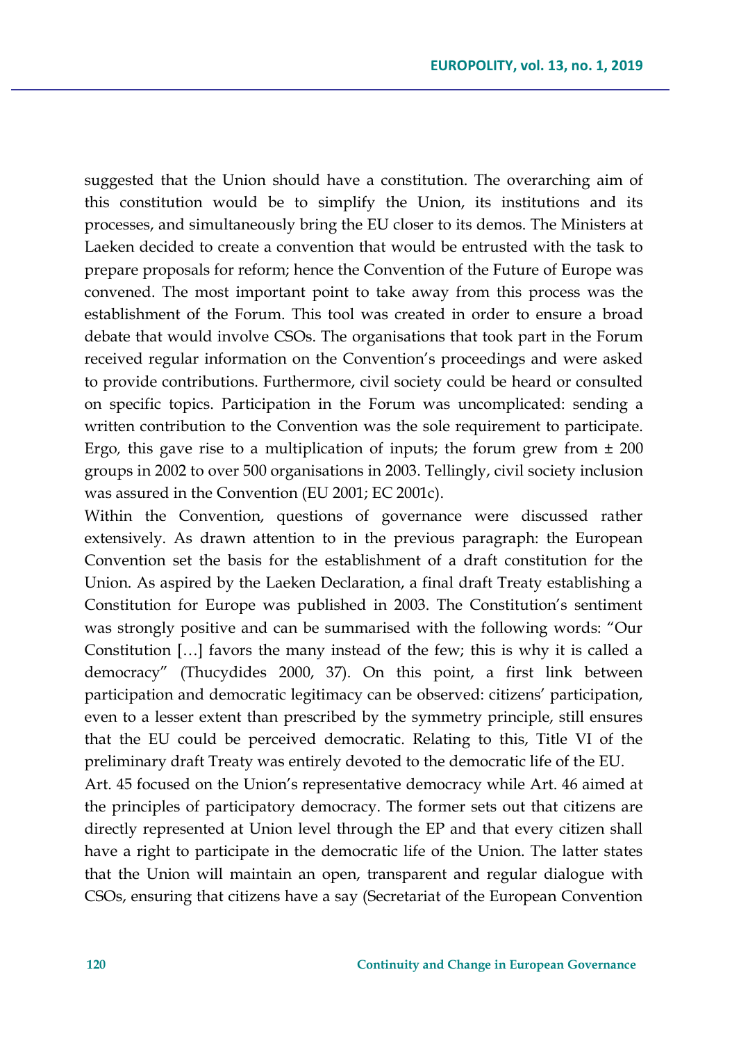suggested that the Union should have a constitution. The overarching aim of this constitution would be to simplify the Union, its institutions and its processes, and simultaneously bring the EU closer to its demos. The Ministers at Laeken decided to create a convention that would be entrusted with the task to prepare proposals for reform; hence the Convention of the Future of Europe was convened. The most important point to take away from this process was the establishment of the Forum. This tool was created in order to ensure a broad debate that would involve CSOs. The organisations that took part in the Forum received regular information on the Convention's proceedings and were asked to provide contributions. Furthermore, civil society could be heard or consulted on specific topics. Participation in the Forum was uncomplicated: sending a written contribution to the Convention was the sole requirement to participate. *Ergo,* this gave rise to a multiplication of inputs; the forum grew from ± 200 groups in 2002 to over 500 organisations in 2003. Tellingly, civil society inclusion was assured in the Convention (EU 2001; EC 2001c).

Within the Convention, questions of governance were discussed rather extensively. As drawn attention to in the previous paragraph: the European Convention set the basis for the establishment of a draft constitution for the Union. As aspired by the Laeken Declaration, a final draft Treaty establishing a Constitution for Europe was published in 2003. The Constitution's sentiment was strongly positive and can be summarised with the following words: "Our Constitution […] favors the many instead of the few; this is why it is called a democracy" (Thucydides 2000, 37). On this point, a first link between participation and democratic legitimacy can be observed: citizens' participation, even to a lesser extent than prescribed by the symmetry principle, still ensures that the EU could be perceived democratic. Relating to this, Title VI of the preliminary draft Treaty was entirely devoted to the democratic life of the EU.

Art. 45 focused on the Union's representative democracy while Art. 46 aimed at the principles of participatory democracy. The former sets out that citizens are directly represented at Union level through the EP and that every citizen shall have a right to participate in the democratic life of the Union. The latter states that the Union will maintain an open, transparent and regular dialogue with CSOs, ensuring that citizens have a say (Secretariat of the European Convention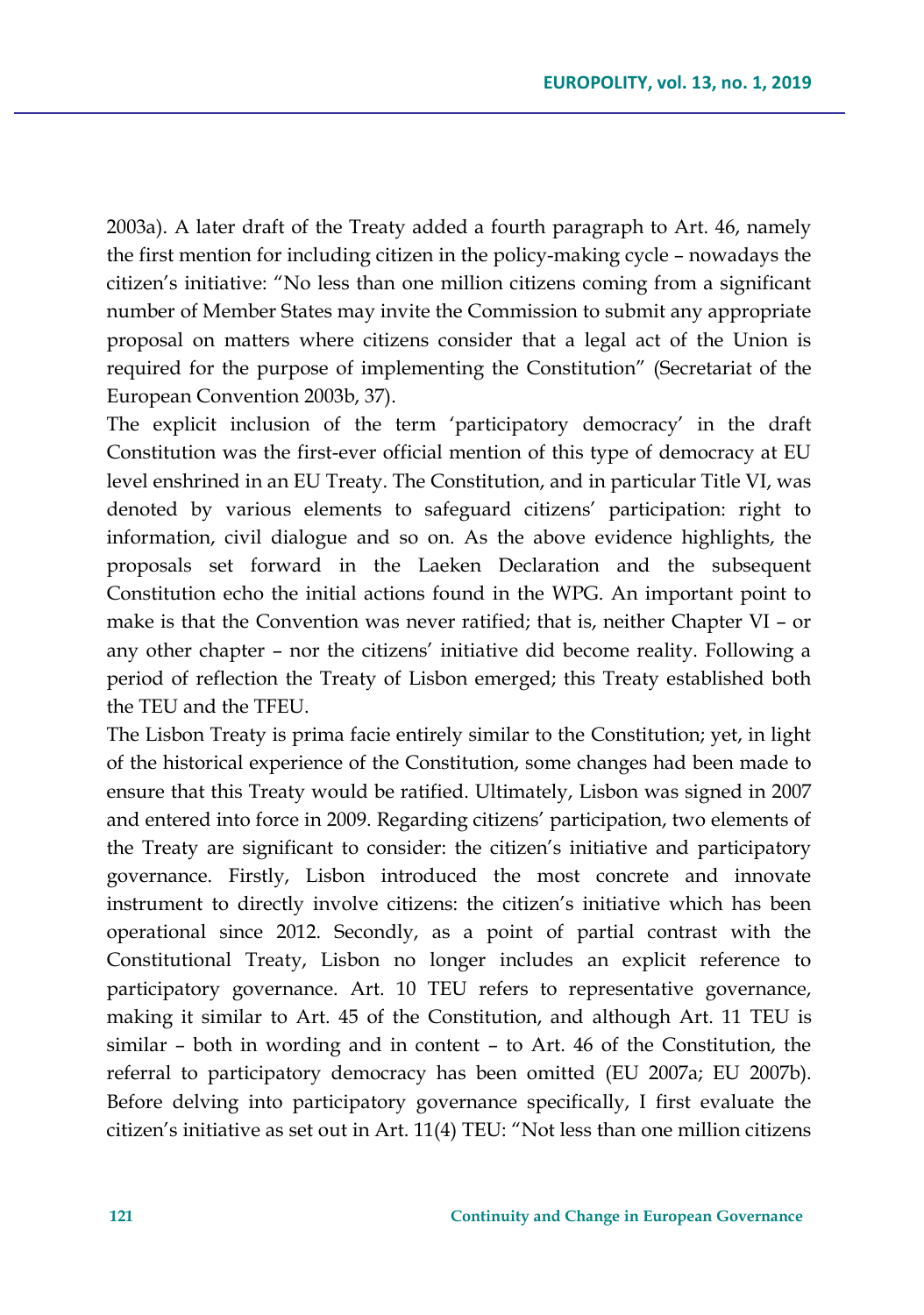2003a). A later draft of the Treaty added a fourth paragraph to Art. 46, namely the first mention for including citizen in the policy-making cycle – nowadays the citizen's initiative: "No less than one million citizens coming from a significant number of Member States may invite the Commission to submit any appropriate proposal on matters where citizens consider that a legal act of the Union is required for the purpose of implementing the Constitution" (Secretariat of the European Convention 2003b, 37).

The explicit inclusion of the term 'participatory democracy' in the draft Constitution was the first-ever official mention of this type of democracy at EU level enshrined in an EU Treaty. The Constitution, and in particular Title VI, was denoted by various elements to safeguard citizens' participation: right to information, civil dialogue and so on. As the above evidence highlights, the proposals set forward in the Laeken Declaration and the subsequent Constitution echo the initial actions found in the WPG. An important point to make is that the Convention was never ratified; that is, neither Chapter VI – or any other chapter – nor the citizens' initiative did become reality. Following a period of reflection the Treaty of Lisbon emerged; this Treaty established both the TEU and the TFEU.

The Lisbon Treaty is prima facie entirely similar to the Constitution; yet, in light of the historical experience of the Constitution, some changes had been made to ensure that this Treaty would be ratified. Ultimately, Lisbon was signed in 2007 and entered into force in 2009. Regarding citizens' participation, two elements of the Treaty are significant to consider: the citizen's initiative and participatory governance. Firstly, Lisbon introduced the most concrete and innovate instrument to directly involve citizens: the citizen's initiative which has been operational since 2012. Secondly, as a point of partial contrast with the Constitutional Treaty, Lisbon no longer includes an explicit reference to participatory governance. Art. 10 TEU refers to representative governance, making it similar to Art. 45 of the Constitution, and although Art. 11 TEU is similar – both in wording and in content – to Art. 46 of the Constitution, the referral to participatory democracy has been omitted (EU 2007a; EU 2007b). Before delving into participatory governance specifically, I first evaluate the citizen's initiative as set out in Art. 11(4) TEU: "Not less than one million citizens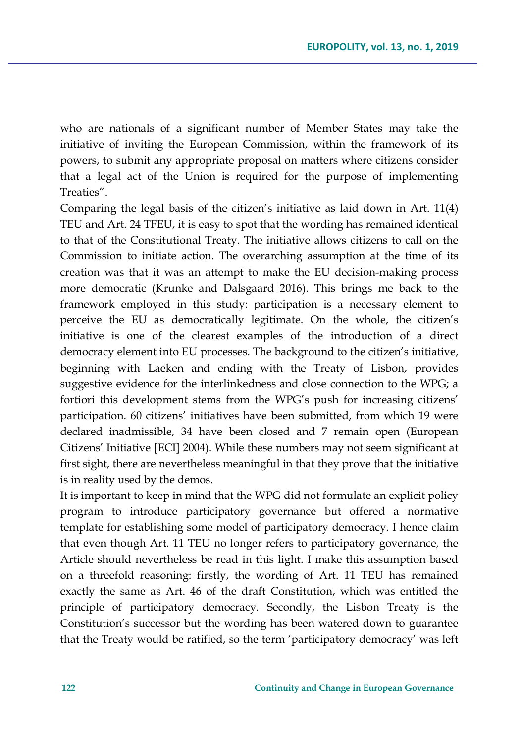who are nationals of a significant number of Member States may take the initiative of inviting the European Commission, within the framework of its powers, to submit any appropriate proposal on matters where citizens consider that a legal act of the Union is required for the purpose of implementing Treaties".

Comparing the legal basis of the citizen's initiative as laid down in Art. 11(4) TEU and Art. 24 TFEU, it is easy to spot that the wording has remained identical to that of the Constitutional Treaty. The initiative allows citizens to call on the Commission to initiate action. The overarching assumption at the time of its creation was that it was an attempt to make the EU decision-making process more democratic (Krunke and Dalsgaard 2016). This brings me back to the framework employed in this study: participation is a necessary element to perceive the EU as democratically legitimate. On the whole, the citizen's initiative is one of the clearest examples of the introduction of a direct democracy element into EU processes. The background to the citizen's initiative, beginning with Laeken and ending with the Treaty of Lisbon, provides suggestive evidence for the interlinkedness and close connection to the WPG; a fortiori this development stems from the WPG's push for increasing citizens' participation. 60 citizens' initiatives have been submitted, from which 19 were declared inadmissible, 34 have been closed and 7 remain open (European Citizens' Initiative [ECI] 2004). While these numbers may not seem significant at first sight, there are nevertheless meaningful in that they prove that the initiative is in reality used by the demos.

It is important to keep in mind that the WPG did not formulate an explicit policy program to introduce participatory governance but offered a normative template for establishing some model of participatory democracy. I hence claim that even though Art. 11 TEU no longer refers to participatory governance, the Article should nevertheless be read in this light. I make this assumption based on a threefold reasoning: firstly, the wording of Art. 11 TEU has remained exactly the same as Art. 46 of the draft Constitution, which was entitled the principle of participatory democracy. Secondly, the Lisbon Treaty is the Constitution's successor but the wording has been watered down to guarantee that the Treaty would be ratified, so the term 'participatory democracy' was left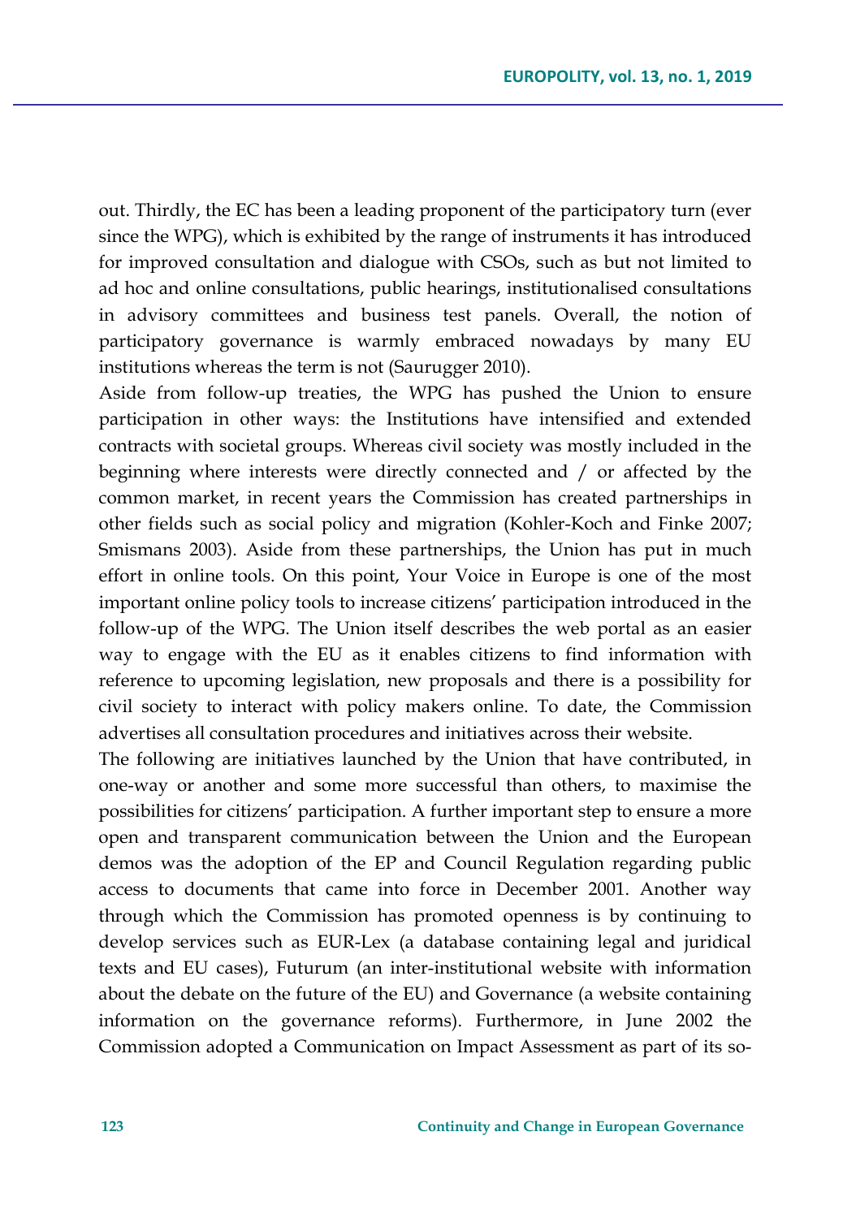out. Thirdly, the EC has been a leading proponent of the participatory turn (ever since the WPG), which is exhibited by the range of instruments it has introduced for improved consultation and dialogue with CSOs, such as but not limited to ad hoc and online consultations, public hearings, institutionalised consultations in advisory committees and business test panels. Overall, the notion of participatory governance is warmly embraced nowadays by many EU institutions whereas the term is not (Saurugger 2010).

Aside from follow-up treaties, the WPG has pushed the Union to ensure participation in other ways: the Institutions have intensified and extended contracts with societal groups. Whereas civil society was mostly included in the beginning where interests were directly connected and / or affected by the common market, in recent years the Commission has created partnerships in other fields such as social policy and migration (Kohler-Koch and Finke 2007; Smismans 2003). Aside from these partnerships, the Union has put in much effort in online tools. On this point, Your Voice in Europe is one of the most important online policy tools to increase citizens' participation introduced in the follow-up of the WPG. The Union itself describes the web portal as an easier way to engage with the EU as it enables citizens to find information with reference to upcoming legislation, new proposals and there is a possibility for civil society to interact with policy makers online. To date, the Commission advertises all consultation procedures and initiatives across their website.

The following are initiatives launched by the Union that have contributed, in one-way or another and some more successful than others, to maximise the possibilities for citizens' participation. A further important step to ensure a more open and transparent communication between the Union and the European demos was the adoption of the EP and Council Regulation regarding public access to documents that came into force in December 2001. Another way through which the Commission has promoted openness is by continuing to develop services such as EUR-Lex (a database containing legal and juridical texts and EU cases), Futurum (an inter-institutional website with information about the debate on the future of the EU) and Governance (a website containing information on the governance reforms). Furthermore, in June 2002 the Commission adopted a Communication on Impact Assessment as part of its so-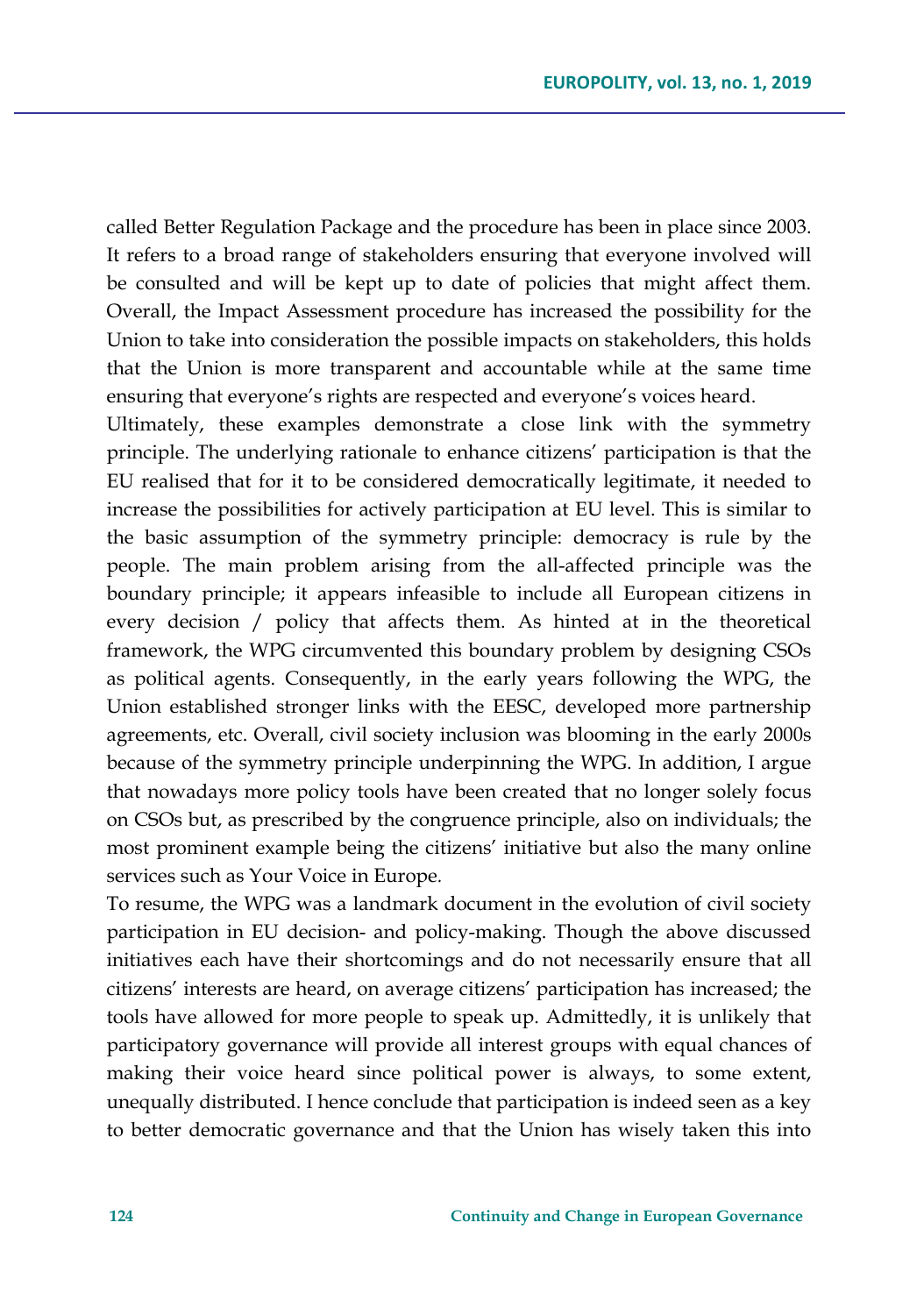called Better Regulation Package and the procedure has been in place since 2003. It refers to a broad range of stakeholders ensuring that everyone involved will be consulted and will be kept up to date of policies that might affect them. Overall, the Impact Assessment procedure has increased the possibility for the Union to take into consideration the possible impacts on stakeholders, this holds that the Union is more transparent and accountable while at the same time ensuring that everyone's rights are respected and everyone's voices heard.

Ultimately, these examples demonstrate a close link with the symmetry principle. The underlying rationale to enhance citizens' participation is that the EU realised that for it to be considered democratically legitimate, it needed to increase the possibilities for actively participation at EU level. This is similar to the basic assumption of the symmetry principle: democracy is rule by the people. The main problem arising from the all-affected principle was the boundary principle; it appears infeasible to include all European citizens in every decision / policy that affects them. As hinted at in the theoretical framework, the WPG circumvented this boundary problem by designing CSOs as political agents. Consequently, in the early years following the WPG, the Union established stronger links with the EESC, developed more partnership agreements, etc. Overall, civil society inclusion was blooming in the early 2000s because of the symmetry principle underpinning the WPG. In addition, I argue that nowadays more policy tools have been created that no longer solely focus on CSOs but, as prescribed by the congruence principle, also on individuals; the most prominent example being the citizens' initiative but also the many online services such as Your Voice in Europe.

To resume, the WPG was a landmark document in the evolution of civil society participation in EU decision- and policy-making. Though the above discussed initiatives each have their shortcomings and do not necessarily ensure that all citizens' interests are heard, on average citizens' participation has increased; the tools have allowed for more people to speak up. Admittedly, it is unlikely that participatory governance will provide all interest groups with equal chances of making their voice heard since political power is always, to some extent, unequally distributed. I hence conclude that participation is indeed seen as a key to better democratic governance and that the Union has wisely taken this into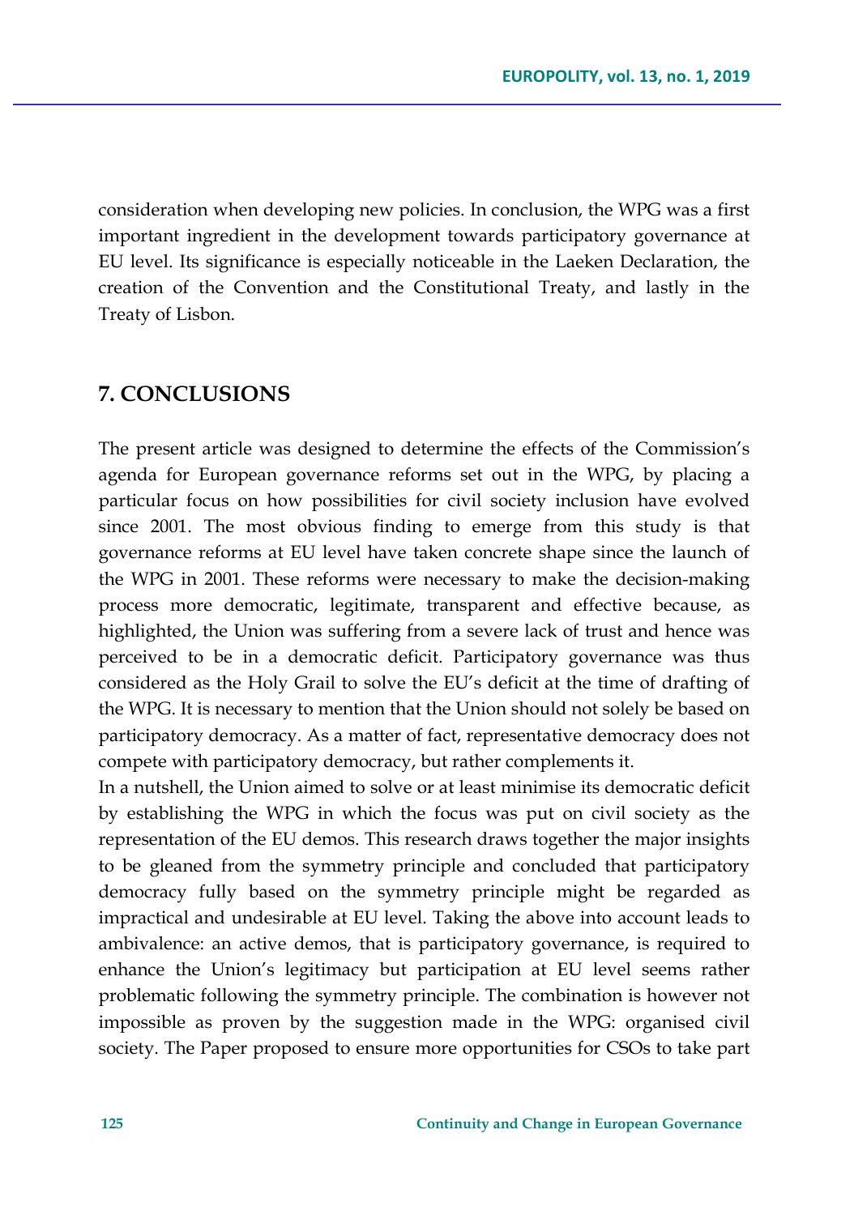consideration when developing new policies. In conclusion, the WPG was a first important ingredient in the development towards participatory governance at EU level. Its significance is especially noticeable in the Laeken Declaration, the creation of the Convention and the Constitutional Treaty, and lastly in the Treaty of Lisbon.

## 7. CONCLUSIONS

The present article was designed to determine the effects of the Commission's agenda for European governance reforms set out in the WPG, by placing a particular focus on how possibilities for civil society inclusion have evolved since 2001. The most obvious finding to emerge from this study is that governance reforms at EU level have taken concrete shape since the launch of the WPG in 2001. These reforms were necessary to make the decision-making process more democratic, legitimate, transparent and effective because, as highlighted, the Union was suffering from a severe lack of trust and hence was perceived to be in a democratic deficit. Participatory governance was thus considered as the Holy Grail to solve the EU's deficit at the time of drafting of the WPG. It is necessary to mention that the Union should not solely be based on participatory democracy. As a matter of fact, representative democracy does not compete with participatory democracy, but rather complements it.

In a nutshell, the Union aimed to solve or at least minimise its democratic deficit by establishing the WPG in which the focus was put on civil society as the representation of the EU demos. This research draws together the major insights to be gleaned from the symmetry principle and concluded that participatory democracy fully based on the symmetry principle might be regarded as impractical and undesirable at EU level. Taking the above into account leads to ambivalence: an active demos, that is participatory governance, is required to enhance the Union's legitimacy but participation at EU level seems rather problematic following the symmetry principle. The combination is however not impossible as proven by the suggestion made in the WPG: organised civil society. The Paper proposed to ensure more opportunities for CSOs to take part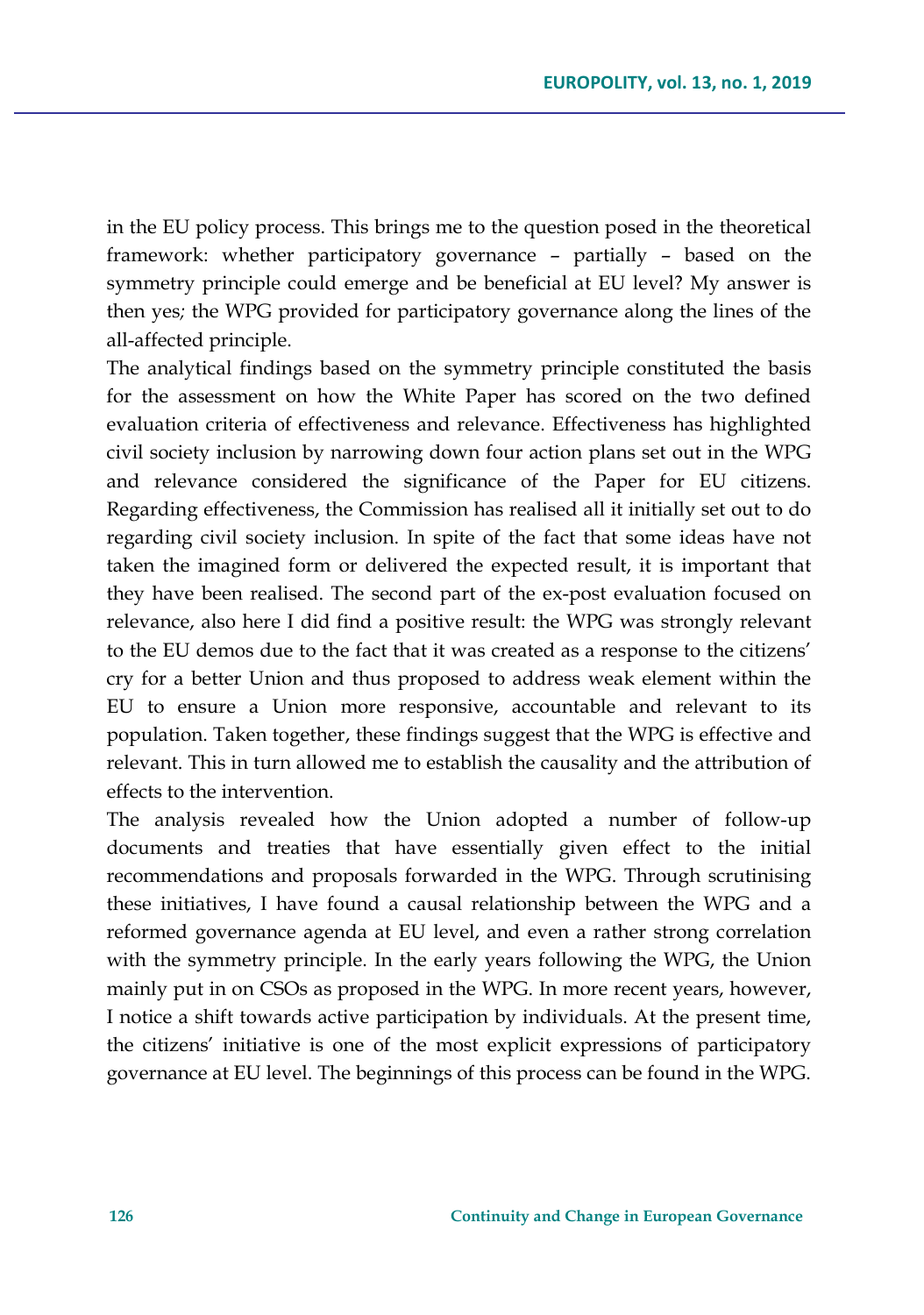in the EU policy process. This brings me to the question posed in the theoretical framework: whether participatory governance – partially – based on the symmetry principle could emerge and be beneficial at EU level? My answer is then yes; the WPG provided for participatory governance along the lines of the all-affected principle.

The analytical findings based on the symmetry principle constituted the basis for the assessment on how the White Paper has scored on the two defined evaluation criteria of effectiveness and relevance. Effectiveness has highlighted civil society inclusion by narrowing down four action plans set out in the WPG and relevance considered the significance of the Paper for EU citizens. Regarding effectiveness, the Commission has realised all it initially set out to do regarding civil society inclusion. In spite of the fact that some ideas have not taken the imagined form or delivered the expected result, it is important that they have been realised. The second part of the ex-post evaluation focused on relevance, also here I did find a positive result: the WPG was strongly relevant to the EU demos due to the fact that it was created as a response to the citizens' cry for a better Union and thus proposed to address weak element within the EU to ensure a Union more responsive, accountable and relevant to its population. Taken together, these findings suggest that the WPG is effective and relevant. This in turn allowed me to establish the causality and the attribution of effects to the intervention.

The analysis revealed how the Union adopted a number of follow-up documents and treaties that have essentially given effect to the initial recommendations and proposals forwarded in the WPG. Through scrutinising these initiatives, I have found a causal relationship between the WPG and a reformed governance agenda at EU level, and even a rather strong correlation with the symmetry principle. In the early years following the WPG, the Union mainly put in on CSOs as proposed in the WPG. In more recent years, however, I notice a shift towards active participation by individuals. At the present time, the citizens' initiative is one of the most explicit expressions of participatory governance at EU level. The beginnings of this process can be found in the WPG.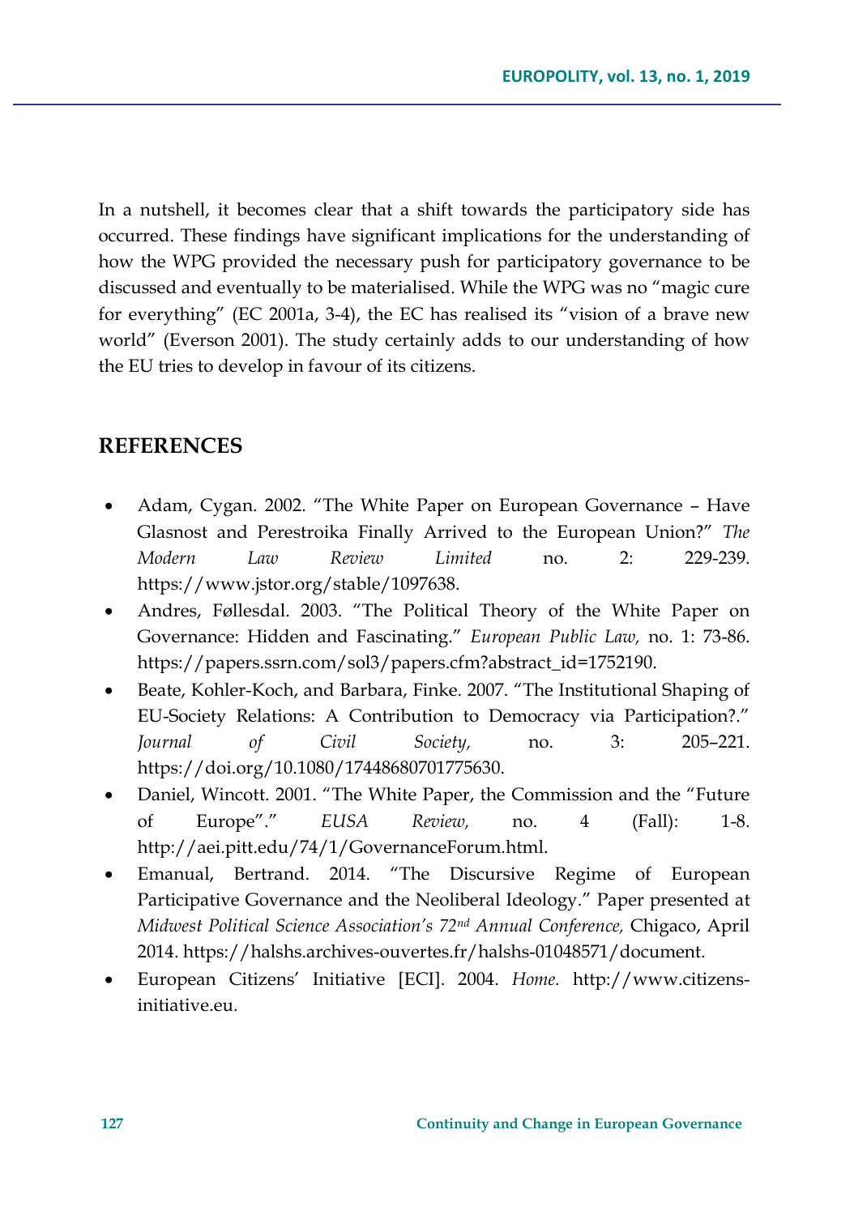In a nutshell, it becomes clear that a shift towards the participatory side has occurred. These findings have significant implications for the understanding of how the WPG provided the necessary push for participatory governance to be discussed and eventually to be materialised. While the WPG was no "magic cure for everything" (EC 2001a, 3-4), the EC has realised its "vision of a brave new world" (Everson 2001). The study certainly adds to our understanding of how the EU tries to develop in favour of its citizens.

## REFERENCES

- Adam, Cygan. 2002. "The White Paper on European Governance – Have Glasnost and Perestroika Finally Arrived to the European Union?" *The Modern Law Review Limited* no. 2: 229-239. https://www.jstor.org/stable/1097638.
- Andres, Føllesdal. 2003. "The Political Theory of the White Paper on Governance: Hidden and Fascinating." *European Public Law,* no. 1: 73-86. https://papers.ssrn.com/sol3/papers.cfm?abstract_id=1752190.
- Beate, Kohler-Koch, and Barbara, Finke. 2007. "The Institutional Shaping of EU-Society Relations: A Contribution to Democracy via Participation?." *Journal of Civil Society,* no. 3: 205–221. https://doi.org/10.1080/17448680701775630.
- Daniel, Wincott. 2001. "The White Paper, the Commission and the "Future of Europe"." *EUSA Review,* no. 4 (Fall): 1-8. http://aei.pitt.edu/74/1/GovernanceForum.html.
- Emanual, Bertrand. 2014. "The Discursive Regime of European Participative Governance and the Neoliberal Ideology." Paper presented at *Midwest Political Science Association's 72nd Annual Conference,* Chigaco, April 2014. https://halshs.archives-ouvertes.fr/halshs-01048571/document.
- European Citizens' Initiative [ECI]. 2004. *Home.* http://www.citizens-initiative.eu.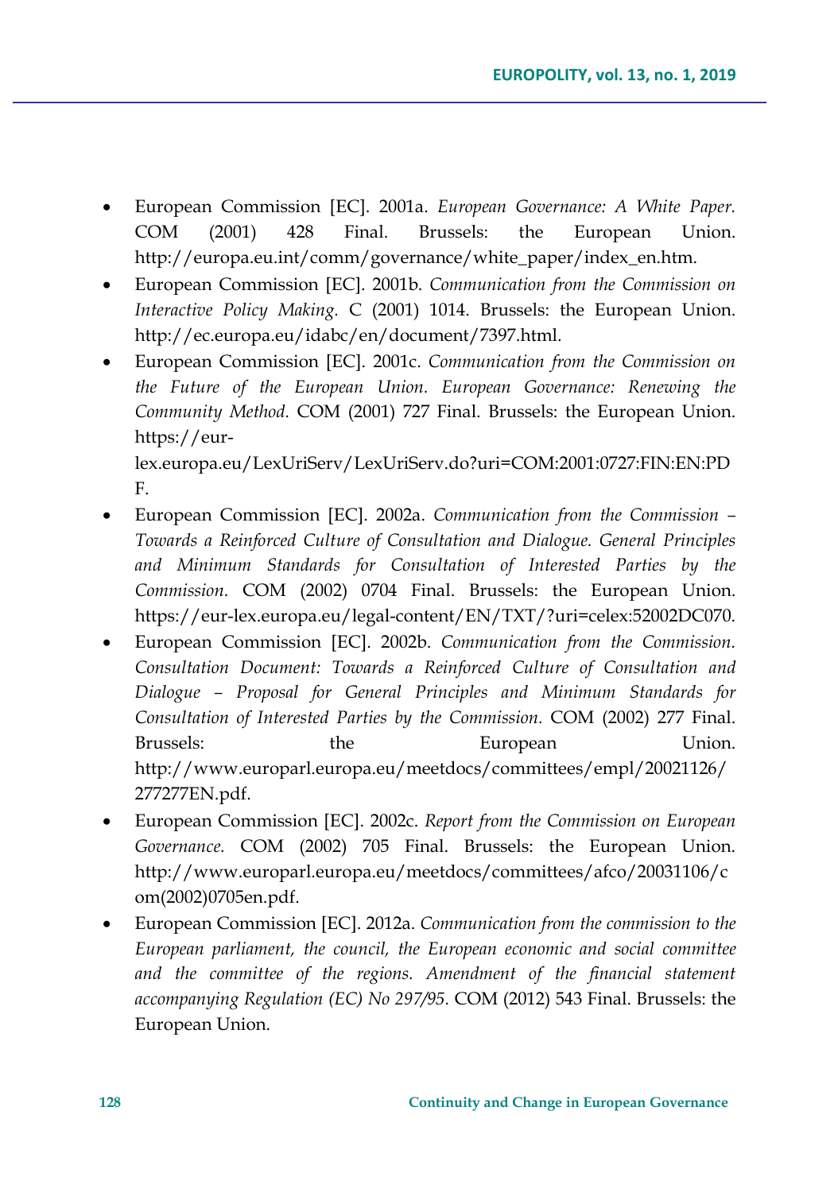- European Commission [EC]. 2001a. *European Governance: A White Paper.* COM (2001) 428 Final. Brussels: the European Union. http://europa.eu.int/comm/governance/white_paper/index_en.htm.
- European Commission [EC]. 2001b. *Communication from the Commission on Interactive Policy Making.* C (2001) 1014. Brussels: the European Union. http://ec.europa.eu/idabc/en/document/7397.html.
- European Commission [EC]. 2001c. *Communication from the Commission on the Future of the European Union. European Governance: Renewing the Community Method.* COM (2001) 727 Final. Brussels: the European Union. https://eur-lex.europa.eu/LexUriServ/LexUriServ.do?uri=COM:2001:0727:FIN:EN:PDF.
- European Commission [EC]. 2002a. *Communication from the Commission – Towards a Reinforced Culture of Consultation and Dialogue. General Principles and Minimum Standards for Consultation of Interested Parties by the Commission.* COM (2002) 0704 Final. Brussels: the European Union. https://eur-lex.europa.eu/legal-content/EN/TXT/?uri=celex:52002DC070.
- European Commission [EC]. 2002b. *Communication from the Commission. Consultation Document: Towards a Reinforced Culture of Consultation and Dialogue – Proposal for General Principles and Minimum Standards for Consultation of Interested Parties by the Commission.* COM (2002) 277 Final. Brussels: the European Union. http://www.europarl.europa.eu/meetdocs/committees/empl/20021126/277277EN.pdf.
- European Commission [EC]. 2002c. *Report from the Commission on European Governance.* COM (2002) 705 Final. Brussels: the European Union. http://www.europarl.europa.eu/meetdocs/committees/afco/20031106/com(2002)0705en.pdf.
- European Commission [EC]. 2012a. *Communication from the commission to the European parliament, the council, the European economic and social committee and the committee of the regions. Amendment of the financial statement accompanying Regulation (EC) No 297/95.* COM (2012) 543 Final. Brussels: the European Union.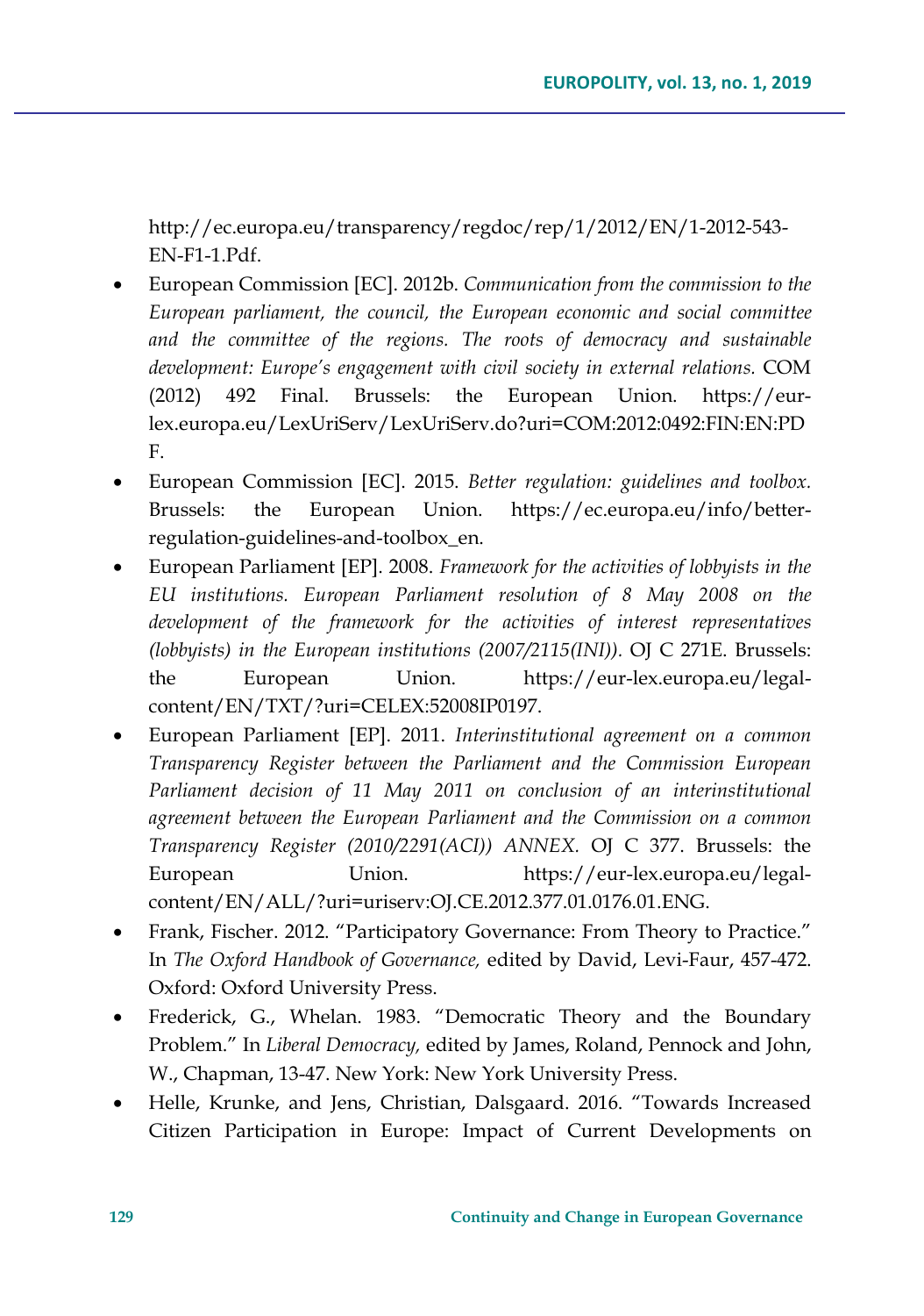http://ec.europa.eu/transparency/regdoc/rep/1/2012/EN/1-2012-543-EN-F1-1.Pdf.

- European Commission [EC]. 2012b. *Communication from the commission to the European parliament, the council, the European economic and social committee and the committee of the regions. The roots of democracy and sustainable development: Europe's engagement with civil society in external relations.* COM (2012) 492 Final. Brussels: the European Union. https://eur-lex.europa.eu/LexUriServ/LexUriServ.do?uri=COM:2012:0492:FIN:EN:PDF.
- European Commission [EC]. 2015. *Better regulation: guidelines and toolbox.* Brussels: the European Union. https://ec.europa.eu/info/better-regulation-guidelines-and-toolbox_en.
- European Parliament [EP]. 2008. *Framework for the activities of lobbyists in the EU institutions. European Parliament resolution of 8 May 2008 on the development of the framework for the activities of interest representatives (lobbyists) in the European institutions (2007/2115(INI)).* OJ C 271E. Brussels: the European Union. https://eur-lex.europa.eu/legal-content/EN/TXT/?uri=CELEX:52008IP0197.
- European Parliament [EP]. 2011. *Interinstitutional agreement on a common Transparency Register between the Parliament and the Commission European Parliament decision of 11 May 2011 on conclusion of an interinstitutional agreement between the European Parliament and the Commission on a common Transparency Register (2010/2291(ACI)) ANNEX.* OJ C 377. Brussels: the European Union. https://eur-lex.europa.eu/legal-content/EN/ALL/?uri=uriserv:OJ.CE.2012.377.01.0176.01.ENG.
- Frank, Fischer. 2012. "Participatory Governance: From Theory to Practice." In *The Oxford Handbook of Governance,* edited by David, Levi-Faur, 457-472. Oxford: Oxford University Press.
- Frederick, G., Whelan. 1983. "Democratic Theory and the Boundary Problem." In *Liberal Democracy,* edited by James, Roland, Pennock and John, W., Chapman, 13-47. New York: New York University Press.
- Helle, Krunke, and Jens, Christian, Dalsgaard. 2016. "Towards Increased Citizen Participation in Europe: Impact of Current Developments on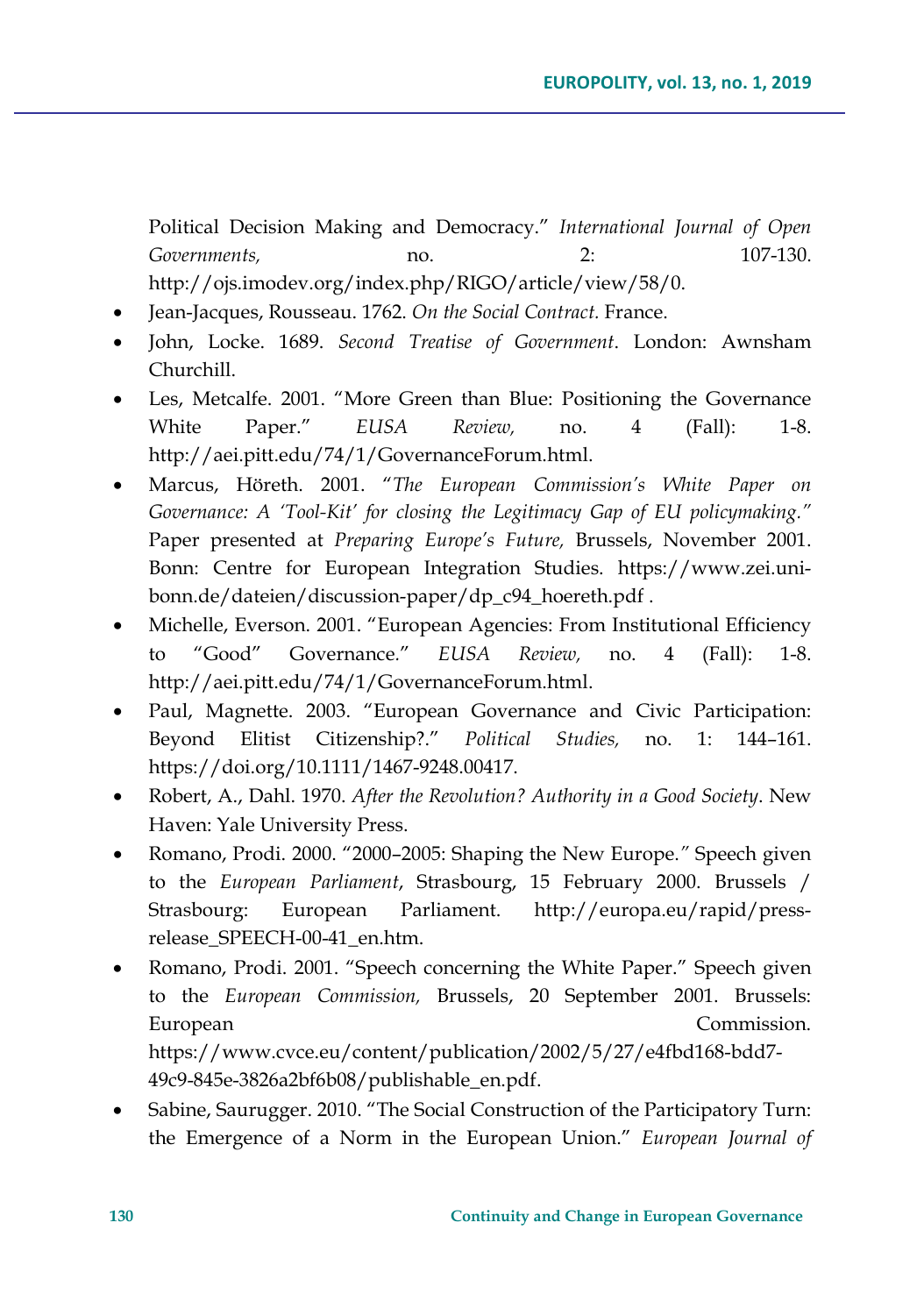Political Decision Making and Democracy." *International Journal of Open Governments,* no. 2: 107-130. http://ojs.imodev.org/index.php/RIGO/article/view/58/0.

- Jean-Jacques, Rousseau. 1762. *On the Social Contract.* France.
- John, Locke. 1689. *Second Treatise of Government*. London: Awnsham Churchill.
- Les, Metcalfe. 2001. "More Green than Blue: Positioning the Governance White Paper." *EUSA Review,* no. 4 (Fall): 1-8. http://aei.pitt.edu/74/1/GovernanceForum.html.
- Marcus, Höreth. 2001. "*The European Commission's White Paper on Governance: A 'Tool-Kit' for closing the Legitimacy Gap of EU policymaking.*" Paper presented at *Preparing Europe's Future,* Brussels, November 2001. Bonn: Centre for European Integration Studies. https://www.zei.uni-bonn.de/dateien/discussion-paper/dp_c94_hoereth.pdf .
- Michelle, Everson. 2001. "European Agencies: From Institutional Efficiency to "Good" Governance." *EUSA Review,* no. 4 (Fall): 1-8. http://aei.pitt.edu/74/1/GovernanceForum.html.
- Paul, Magnette. 2003. "European Governance and Civic Participation: Beyond Elitist Citizenship?." *Political Studies,* no. 1: 144–161. https://doi.org/10.1111/1467-9248.00417.
- Robert, A., Dahl. 1970. *After the Revolution? Authority in a Good Society*. New Haven: Yale University Press.
- Romano, Prodi. 2000. "2000–2005: Shaping the New Europe." Speech given to the *European Parliament*, Strasbourg, 15 February 2000. Brussels / Strasbourg: European Parliament. http://europa.eu/rapid/press-release_SPEECH-00-41_en.htm.
- Romano, Prodi. 2001. "Speech concerning the White Paper." Speech given to the *European Commission,* Brussels, 20 September 2001. Brussels: European Commission. https://www.cvce.eu/content/publication/2002/5/27/e4fbd168-bdd7-49c9-845e-3826a2bf6b08/publishable_en.pdf.
- Sabine, Saurugger. 2010. "The Social Construction of the Participatory Turn: the Emergence of a Norm in the European Union." *European Journal of*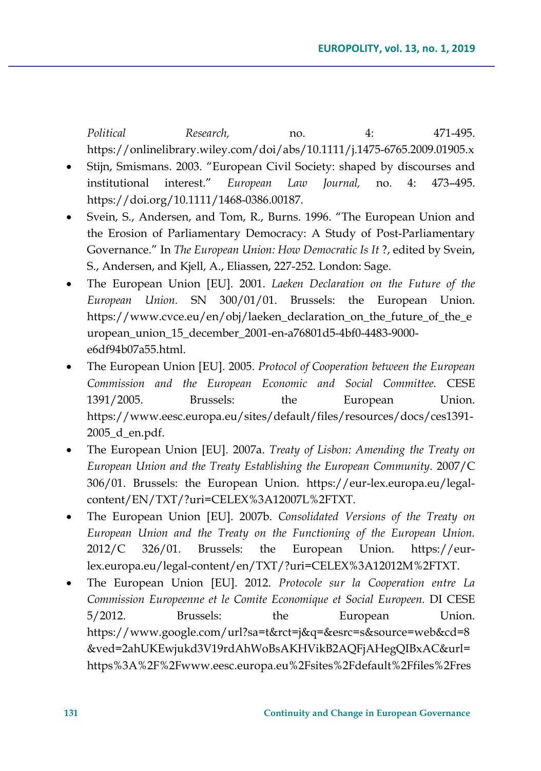*Political Research,* no. 4: 471-495. https://onlinelibrary.wiley.com/doi/abs/10.1111/j.1475-6765.2009.01905.x

- Stijn, Smismans. 2003. "European Civil Society: shaped by discourses and institutional interest." *European Law Journal,* no. 4: 473–495. https://doi.org/10.1111/1468-0386.00187.
- Svein, S., Andersen, and Tom, R., Burns. 1996. "The European Union and the Erosion of Parliamentary Democracy: A Study of Post-Parliamentary Governance." In *The European Union: How Democratic Is It* ?, edited by Svein, S., Andersen, and Kjell, A., Eliassen, 227-252. London: Sage.
- The European Union [EU]. 2001. *Laeken Declaration on the Future of the European Union.* SN 300/01/01. Brussels: the European Union. https://www.cvce.eu/en/obj/laeken_declaration_on_the_future_of_the_european_union_15_december_2001-en-a76801d5-4bf0-4483-9000-e6df94b07a55.html.
- The European Union [EU]. 2005. *Protocol of Cooperation between the European Commission and the European Economic and Social Committee.* CESE 1391/2005. Brussels: the European Union. https://www.eesc.europa.eu/sites/default/files/resources/docs/ces1391-2005_d_en.pdf.
- The European Union [EU]. 2007a. *Treaty of Lisbon: Amending the Treaty on European Union and the Treaty Establishing the European Community.* 2007/C 306/01. Brussels: the European Union. https://eur-lex.europa.eu/legal-content/EN/TXT/?uri=CELEX%3A12007L%2FTXT.
- The European Union [EU]. 2007b. *Consolidated Versions of the Treaty on European Union and the Treaty on the Functioning of the European Union.* 2012/C 326/01. Brussels: the European Union. https://eur-lex.europa.eu/legal-content/en/TXT/?uri=CELEX%3A12012M%2FTXT.
- The European Union [EU]. 2012. *Protocole sur la Cooperation entre La Commission Europeenne et le Comite Economique et Social Europeen.* DI CESE 5/2012. Brussels: the European Union. https://www.google.com/url?sa=t&rct=j&q=&esrc=s&source=web&cd=8&ved=2ahUKEwjukd3V19rdAhWoBsAKHVikB2AQFjAHegQIBxAC&url=https%3A%2F%2Fwww.eesc.europa.eu%2Fsites%2Fdefault%2Ffiles%2Fres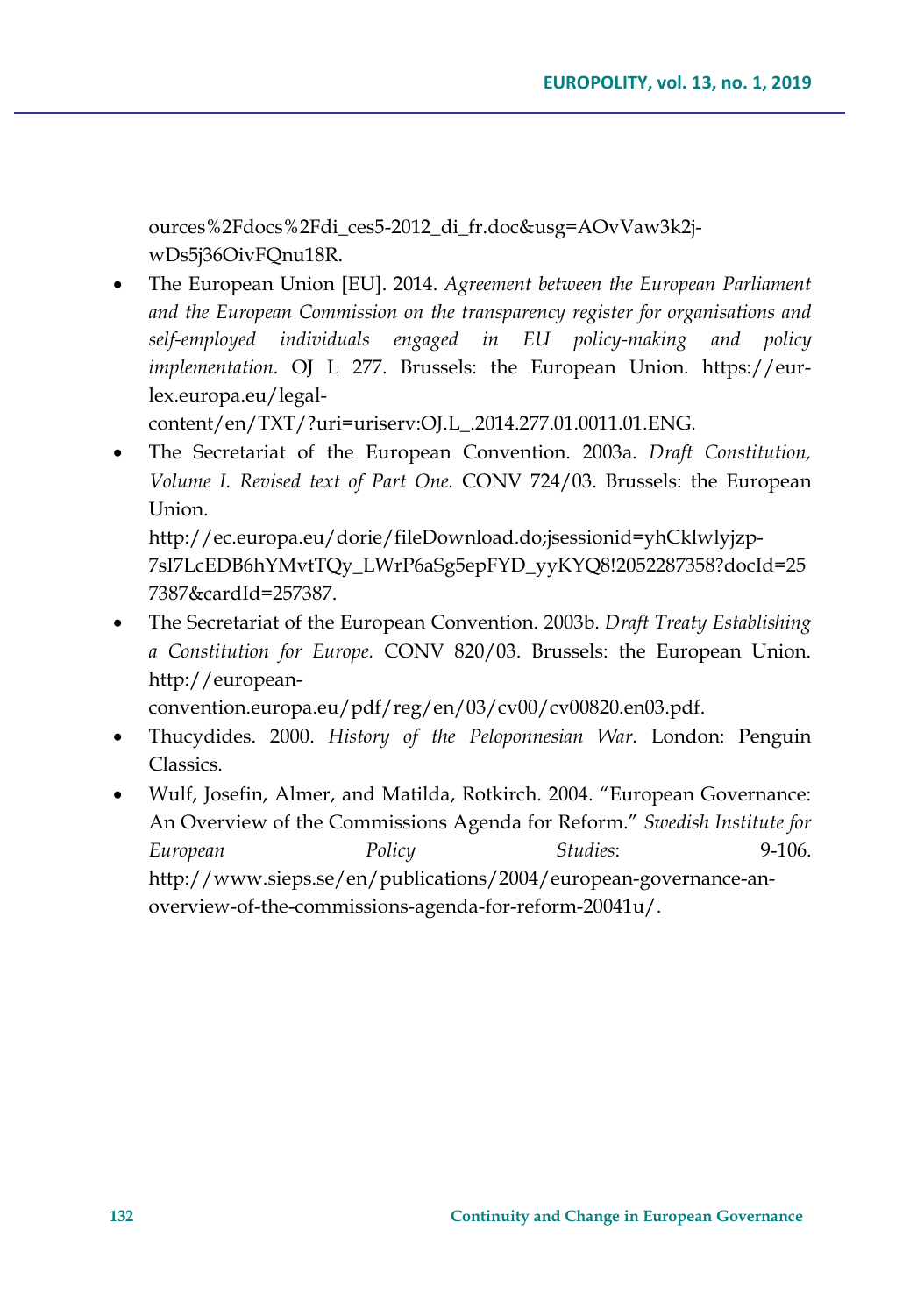ources%2Fdocs%2Fdi_ces5-2012_di_fr.doc&usg=AOvVaw3k2j-wDs5j36OivFQnu18R.

- The European Union [EU]. 2014. *Agreement between the European Parliament and the European Commission on the transparency register for organisations and self-employed individuals engaged in EU policy-making and policy implementation.* OJ L 277. Brussels: the European Union. https://eur-lex.europa.eu/legal-content/en/TXT/?uri=uriserv:OJ.L_.2014.277.01.0011.01.ENG.
- The Secretariat of the European Convention. 2003a. *Draft Constitution, Volume I. Revised text of Part One.* CONV 724/03. Brussels: the European Union. http://ec.europa.eu/dorie/fileDownload.do;jsessionid=yhCklwlyjzp-7sI7LcEDB6hYMvtTQy_LWrP6aSg5epFYD_yyKYQ8!2052287358?docId=257387&cardId=257387.
- The Secretariat of the European Convention. 2003b. *Draft Treaty Establishing a Constitution for Europe.* CONV 820/03. Brussels: the European Union. http://european-convention.europa.eu/pdf/reg/en/03/cv00/cv00820.en03.pdf.
- Thucydides. 2000. *History of the Peloponnesian War.* London: Penguin Classics.
- Wulf, Josefin, Almer, and Matilda, Rotkirch. 2004. "European Governance: An Overview of the Commissions Agenda for Reform." *Swedish Institute for European Policy Studies*: 9-106. http://www.sieps.se/en/publications/2004/european-governance-an-overview-of-the-commissions-agenda-for-reform-20041u/.